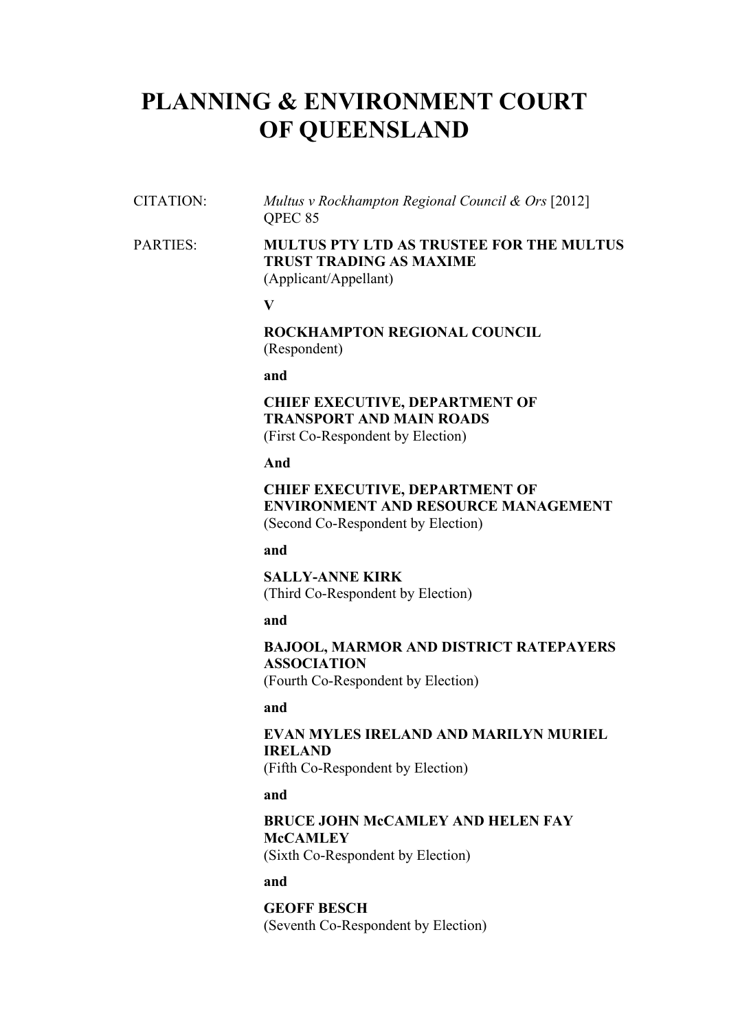# PLANNING & ENVIRONMENT COURT OF QUEENSLAND

| | |
|---|---|
| CITATION: | *Multus v Rockhampton Regional Council & Ors* [2012] QPEC 85 |
| PARTIES: | **MULTUS PTY LTD AS TRUSTEE FOR THE MULTUS TRUST TRADING AS MAXIME**<br>(Applicant/Appellant)<br><br>**V**<br><br>**ROCKHAMPTON REGIONAL COUNCIL**<br>(Respondent)<br><br>**and**<br><br>**CHIEF EXECUTIVE, DEPARTMENT OF TRANSPORT AND MAIN ROADS**<br>(First Co-Respondent by Election)<br><br>**And**<br><br>**CHIEF EXECUTIVE, DEPARTMENT OF ENVIRONMENT AND RESOURCE MANAGEMENT**<br>(Second Co-Respondent by Election)<br><br>**and**<br><br>**SALLY-ANNE KIRK**<br>(Third Co-Respondent by Election)<br><br>**and**<br><br>**BAJOOL, MARMOR AND DISTRICT RATEPAYERS ASSOCIATION**<br>(Fourth Co-Respondent by Election)<br><br>**and**<br><br>**EVAN MYLES IRELAND AND MARILYN MURIEL IRELAND**<br>(Fifth Co-Respondent by Election)<br><br>**and**<br><br>**BRUCE JOHN McCAMLEY AND HELEN FAY McCAMLEY**<br>(Sixth Co-Respondent by Election)<br><br>**and**<br><br>**GEOFF BESCH**<br>(Seventh Co-Respondent by Election) |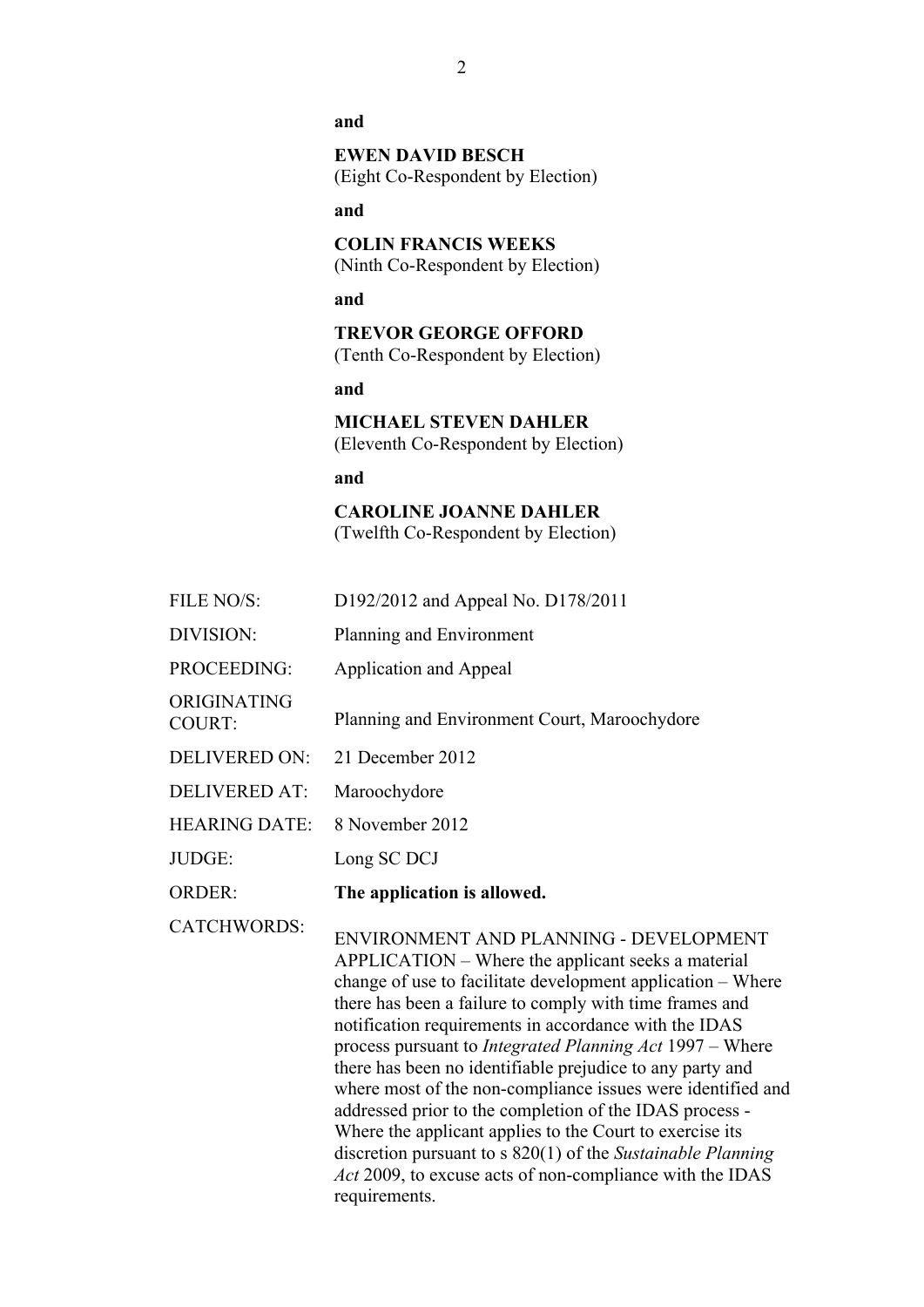**and**

**EWEN DAVID BESCH**
(Eight Co-Respondent by Election)

**and**

**COLIN FRANCIS WEEKS**
(Ninth Co-Respondent by Election)

**and**

**TREVOR GEORGE OFFORD**
(Tenth Co-Respondent by Election)

**and**

**MICHAEL STEVEN DAHLER**
(Eleventh Co-Respondent by Election)

**and**

**CAROLINE JOANNE DAHLER**
(Twelfth Co-Respondent by Election)

| | |
|---|---|
| FILE NO/S: | D192/2012 and Appeal No. D178/2011 |
| DIVISION: | Planning and Environment |
| PROCEEDING: | Application and Appeal |
| ORIGINATING COURT: | Planning and Environment Court, Maroochydore |
| DELIVERED ON: | 21 December 2012 |
| DELIVERED AT: | Maroochydore |
| HEARING DATE: | 8 November 2012 |
| JUDGE: | Long SC DCJ |
| ORDER: | **The application is allowed.** |
| CATCHWORDS: | ENVIRONMENT AND PLANNING - DEVELOPMENT APPLICATION – Where the applicant seeks a material change of use to facilitate development application – Where there has been a failure to comply with time frames and notification requirements in accordance with the IDAS process pursuant to *Integrated Planning Act* 1997 – Where there has been no identifiable prejudice to any party and where most of the non-compliance issues were identified and addressed prior to the completion of the IDAS process - Where the applicant applies to the Court to exercise its discretion pursuant to s 820(1) of the *Sustainable Planning Act* 2009, to excuse acts of non-compliance with the IDAS requirements. |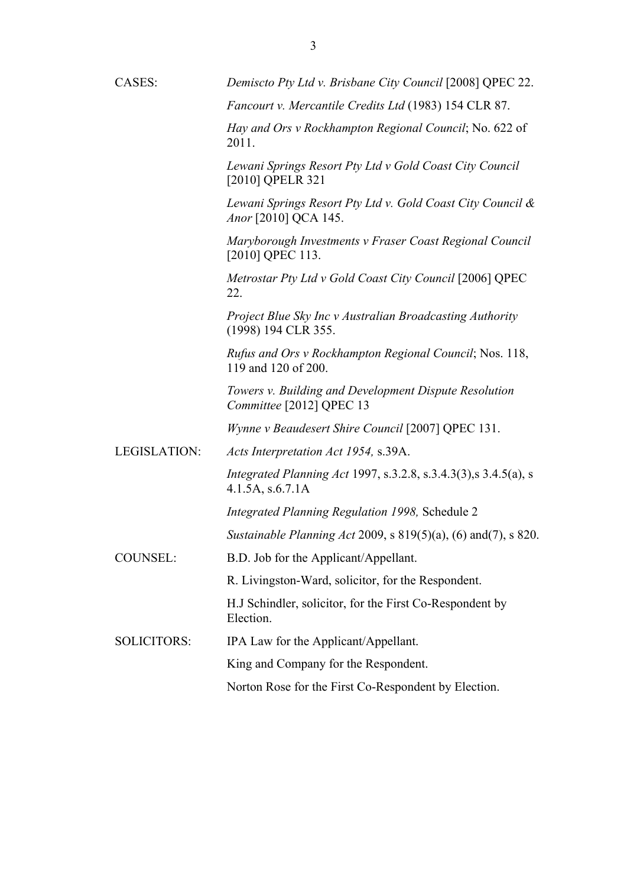| | |
|---|---|
| CASES: | *Demiscto Pty Ltd v. Brisbane City Council* [2008] QPEC 22. |
| | *Fancourt v. Mercantile Credits Ltd* (1983) 154 CLR 87. |
| | *Hay and Ors v Rockhampton Regional Council*; No. 622 of 2011. |
| | *Lewani Springs Resort Pty Ltd v Gold Coast City Council* [2010] QPELR 321 |
| | *Lewani Springs Resort Pty Ltd v. Gold Coast City Council & Anor* [2010] QCA 145. |
| | *Maryborough Investments v Fraser Coast Regional Council* [2010] QPEC 113. |
| | *Metrostar Pty Ltd v Gold Coast City Council* [2006] QPEC 22. |
| | *Project Blue Sky Inc v Australian Broadcasting Authority* (1998) 194 CLR 355. |
| | *Rufus and Ors v Rockhampton Regional Council*; Nos. 118, 119 and 120 of 200. |
| | *Towers v. Building and Development Dispute Resolution Committee* [2012] QPEC 13 |
| | *Wynne v Beaudesert Shire Council* [2007] QPEC 131. |
| LEGISLATION: | *Acts Interpretation Act 1954,* s.39A. |
| | *Integrated Planning Act* 1997, s.3.2.8, s.3.4.3(3),s 3.4.5(a), s 4.1.5A, s.6.7.1A |
| | *Integrated Planning Regulation 1998,* Schedule 2 |
| | *Sustainable Planning Act* 2009, s 819(5)(a), (6) and(7), s 820. |
| COUNSEL: | B.D. Job for the Applicant/Appellant. |
| | R. Livingston-Ward, solicitor, for the Respondent. |
| | H.J Schindler, solicitor, for the First Co-Respondent by Election. |
| SOLICITORS: | IPA Law for the Applicant/Appellant. |
| | King and Company for the Respondent. |
| | Norton Rose for the First Co-Respondent by Election. |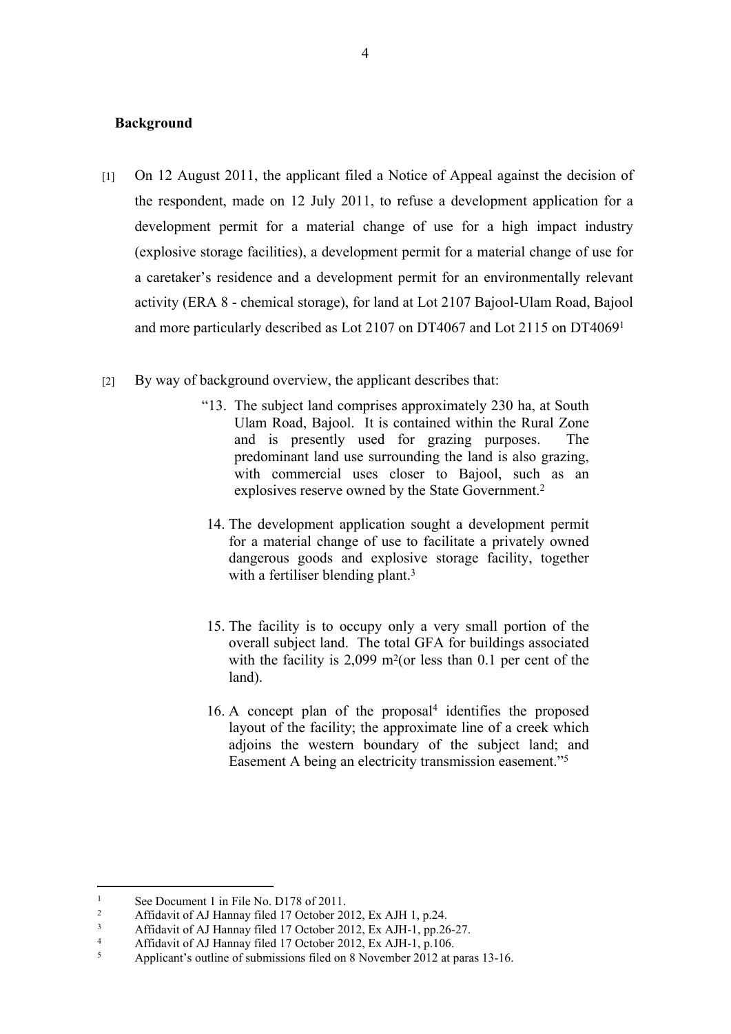**Background**

[1] On 12 August 2011, the applicant filed a Notice of Appeal against the decision of the respondent, made on 12 July 2011, to refuse a development application for a development permit for a material change of use for a high impact industry (explosive storage facilities), a development permit for a material change of use for a caretaker's residence and a development permit for an environmentally relevant activity (ERA 8 - chemical storage), for land at Lot 2107 Bajool-Ulam Road, Bajool and more particularly described as Lot 2107 on DT4067 and Lot 2115 on DT4069[1]

[2] By way of background overview, the applicant describes that:

> "13. The subject land comprises approximately 230 ha, at South Ulam Road, Bajool. It is contained within the Rural Zone and is presently used for grazing purposes. The predominant land use surrounding the land is also grazing, with commercial uses closer to Bajool, such as an explosives reserve owned by the State Government.[2]
>
> 14. The development application sought a development permit for a material change of use to facilitate a privately owned dangerous goods and explosive storage facility, together with a fertiliser blending plant.[3]
>
> 15. The facility is to occupy only a very small portion of the overall subject land. The total GFA for buildings associated with the facility is 2,099 m$^2$(or less than 0.1 per cent of the land).
>
> 16. A concept plan of the proposal[4] identifies the proposed layout of the facility; the approximate line of a creek which adjoins the western boundary of the subject land; and Easement A being an electricity transmission easement."[5]

---

[1] See Document 1 in File No. D178 of 2011.

[2] Affidavit of AJ Hannay filed 17 October 2012, Ex AJH 1, p.24.

[3] Affidavit of AJ Hannay filed 17 October 2012, Ex AJH-1, pp.26-27.

[4] Affidavit of AJ Hannay filed 17 October 2012, Ex AJH-1, p.106.

[5] Applicant's outline of submissions filed on 8 November 2012 at paras 13-16.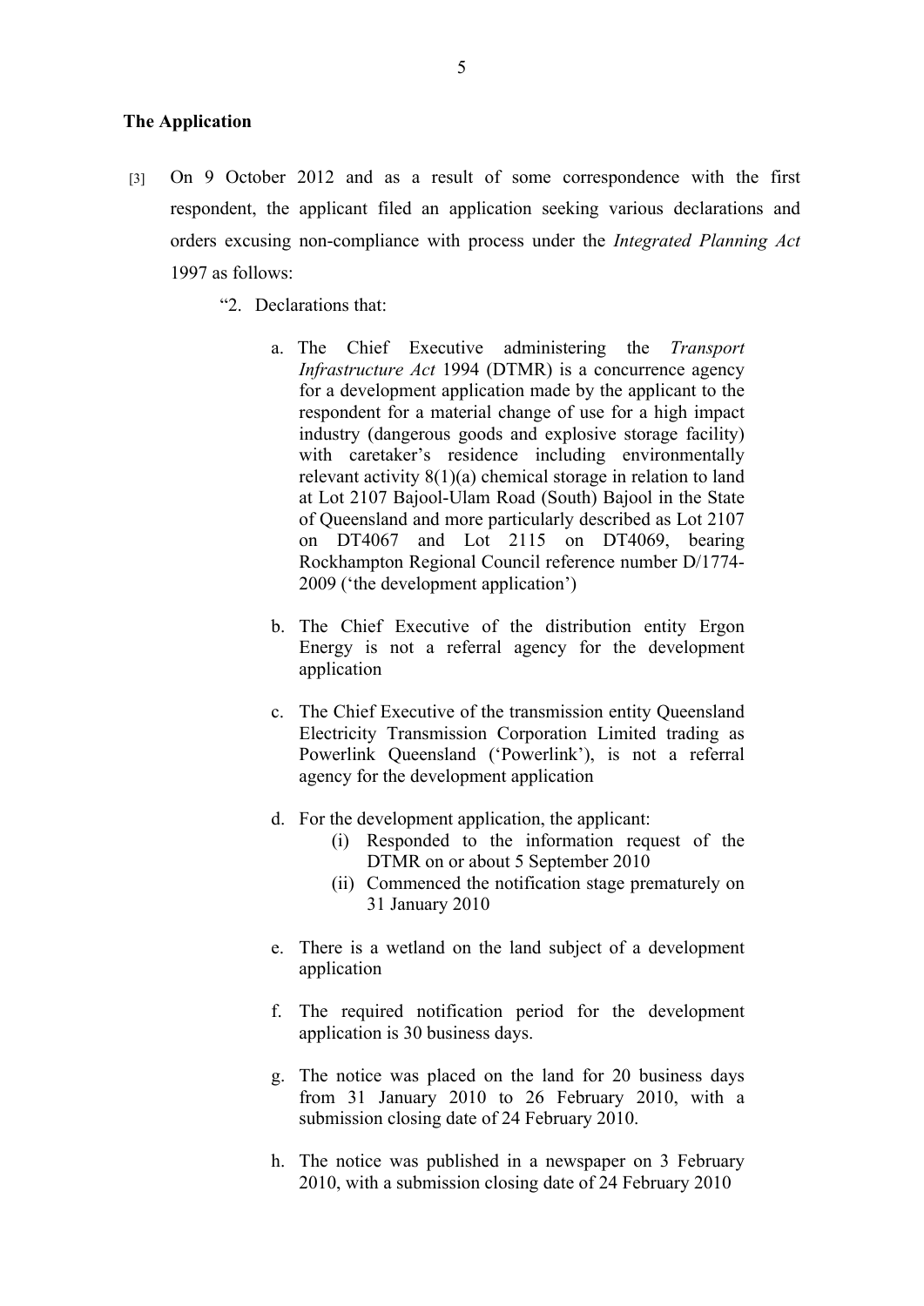**The Application**

[3] On 9 October 2012 and as a result of some correspondence with the first respondent, the applicant filed an application seeking various declarations and orders excusing non-compliance with process under the *Integrated Planning Act* 1997 as follows:

> "2. Declarations that:
>
> a. The Chief Executive administering the *Transport Infrastructure Act* 1994 (DTMR) is a concurrence agency for a development application made by the applicant to the respondent for a material change of use for a high impact industry (dangerous goods and explosive storage facility) with caretaker's residence including environmentally relevant activity 8(1)(a) chemical storage in relation to land at Lot 2107 Bajool-Ulam Road (South) Bajool in the State of Queensland and more particularly described as Lot 2107 on DT4067 and Lot 2115 on DT4069, bearing Rockhampton Regional Council reference number D/1774-2009 ('the development application')
>
> b. The Chief Executive of the distribution entity Ergon Energy is not a referral agency for the development application
>
> c. The Chief Executive of the transmission entity Queensland Electricity Transmission Corporation Limited trading as Powerlink Queensland ('Powerlink'), is not a referral agency for the development application
>
> d. For the development application, the applicant:
>    (i) Responded to the information request of the DTMR on or about 5 September 2010
>    (ii) Commenced the notification stage prematurely on 31 January 2010
>
> e. There is a wetland on the land subject of a development application
>
> f. The required notification period for the development application is 30 business days.
>
> g. The notice was placed on the land for 20 business days from 31 January 2010 to 26 February 2010, with a submission closing date of 24 February 2010.
>
> h. The notice was published in a newspaper on 3 February 2010, with a submission closing date of 24 February 2010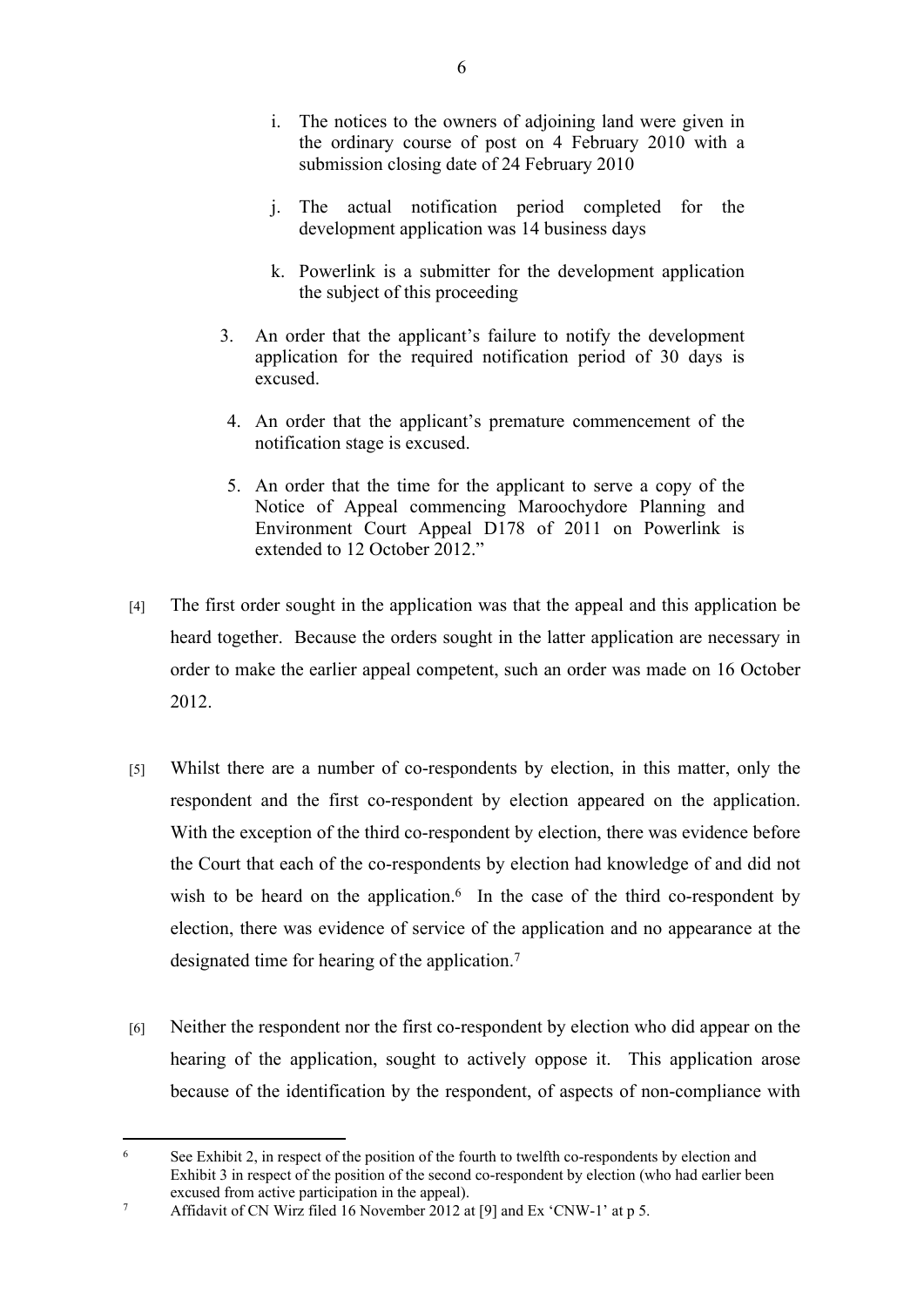i. The notices to the owners of adjoining land were given in the ordinary course of post on 4 February 2010 with a submission closing date of 24 February 2010

j. The actual notification period completed for the development application was 14 business days

k. Powerlink is a submitter for the development application the subject of this proceeding

3. An order that the applicant's failure to notify the development application for the required notification period of 30 days is excused.

4. An order that the applicant's premature commencement of the notification stage is excused.

5. An order that the time for the applicant to serve a copy of the Notice of Appeal commencing Maroochydore Planning and Environment Court Appeal D178 of 2011 on Powerlink is extended to 12 October 2012."

[4] The first order sought in the application was that the appeal and this application be heard together. Because the orders sought in the latter application are necessary in order to make the earlier appeal competent, such an order was made on 16 October 2012.

[5] Whilst there are a number of co-respondents by election, in this matter, only the respondent and the first co-respondent by election appeared on the application. With the exception of the third co-respondent by election, there was evidence before the Court that each of the co-respondents by election had knowledge of and did not wish to be heard on the application.[6] In the case of the third co-respondent by election, there was evidence of service of the application and no appearance at the designated time for hearing of the application.[7]

[6] Neither the respondent nor the first co-respondent by election who did appear on the hearing of the application, sought to actively oppose it. This application arose because of the identification by the respondent, of aspects of non-compliance with

---

[6] See Exhibit 2, in respect of the position of the fourth to twelfth co-respondents by election and Exhibit 3 in respect of the position of the second co-respondent by election (who had earlier been excused from active participation in the appeal).

[7] Affidavit of CN Wirz filed 16 November 2012 at [9] and Ex 'CNW-1' at p 5.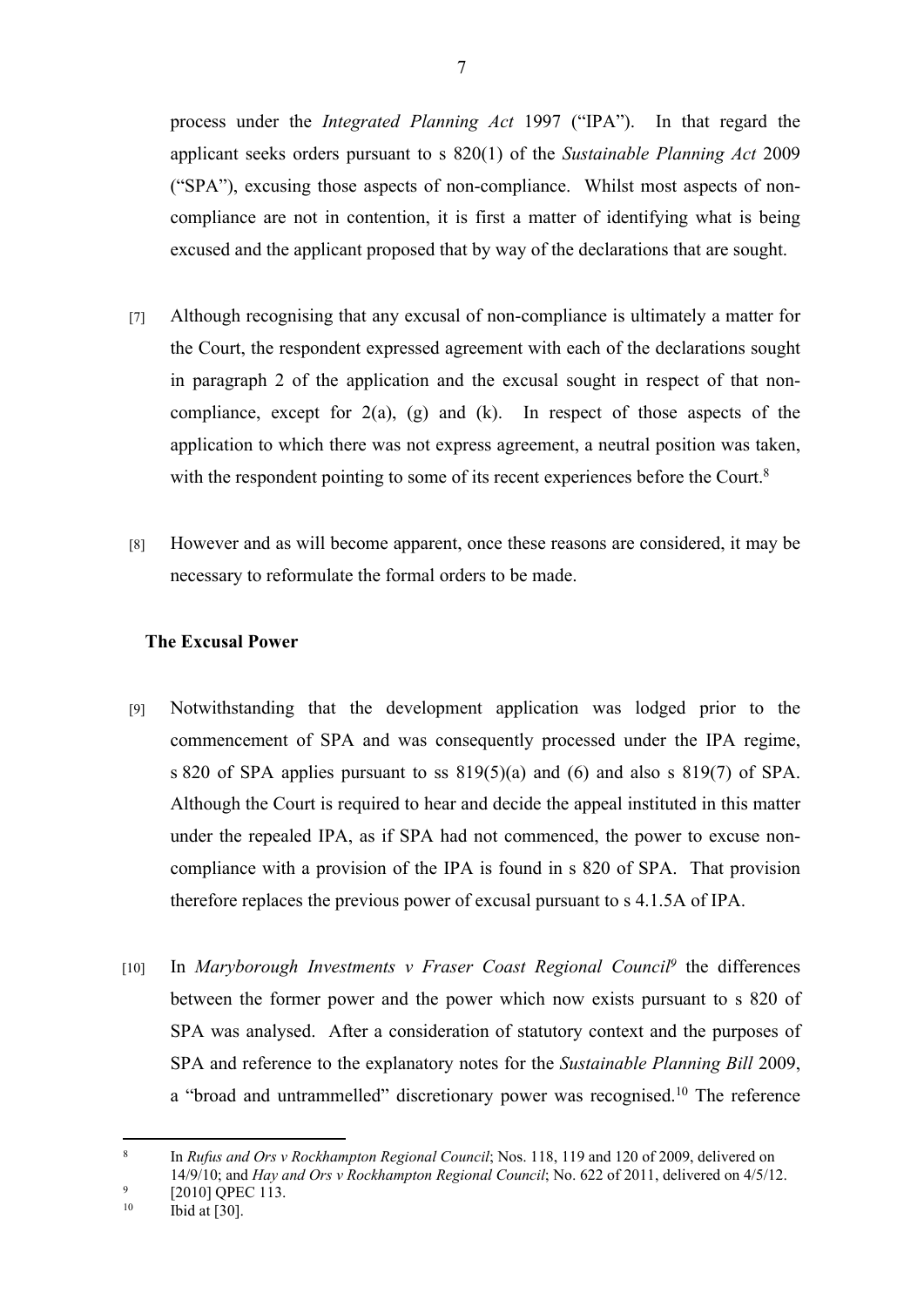process under the *Integrated Planning Act* 1997 ("IPA"). In that regard the applicant seeks orders pursuant to s 820(1) of the *Sustainable Planning Act* 2009 ("SPA"), excusing those aspects of non-compliance. Whilst most aspects of non-compliance are not in contention, it is first a matter of identifying what is being excused and the applicant proposed that by way of the declarations that are sought.

[7] Although recognising that any excusal of non-compliance is ultimately a matter for the Court, the respondent expressed agreement with each of the declarations sought in paragraph 2 of the application and the excusal sought in respect of that non-compliance, except for 2(a), (g) and (k). In respect of those aspects of the application to which there was not express agreement, a neutral position was taken, with the respondent pointing to some of its recent experiences before the Court.[8]

[8] However and as will become apparent, once these reasons are considered, it may be necessary to reformulate the formal orders to be made.

**The Excusal Power**

[9] Notwithstanding that the development application was lodged prior to the commencement of SPA and was consequently processed under the IPA regime, s 820 of SPA applies pursuant to ss 819(5)(a) and (6) and also s 819(7) of SPA. Although the Court is required to hear and decide the appeal instituted in this matter under the repealed IPA, as if SPA had not commenced, the power to excuse non-compliance with a provision of the IPA is found in s 820 of SPA. That provision therefore replaces the previous power of excusal pursuant to s 4.1.5A of IPA.

[10] In *Maryborough Investments v Fraser Coast Regional Council*[9] the differences between the former power and the power which now exists pursuant to s 820 of SPA was analysed. After a consideration of statutory context and the purposes of SPA and reference to the explanatory notes for the *Sustainable Planning Bill* 2009, a "broad and untrammelled" discretionary power was recognised.[10] The reference

---

[8] In *Rufus and Ors v Rockhampton Regional Council*; Nos. 118, 119 and 120 of 2009, delivered on 14/9/10; and *Hay and Ors v Rockhampton Regional Council*; No. 622 of 2011, delivered on 4/5/12.

[9] [2010] QPEC 113.

[10] Ibid at [30].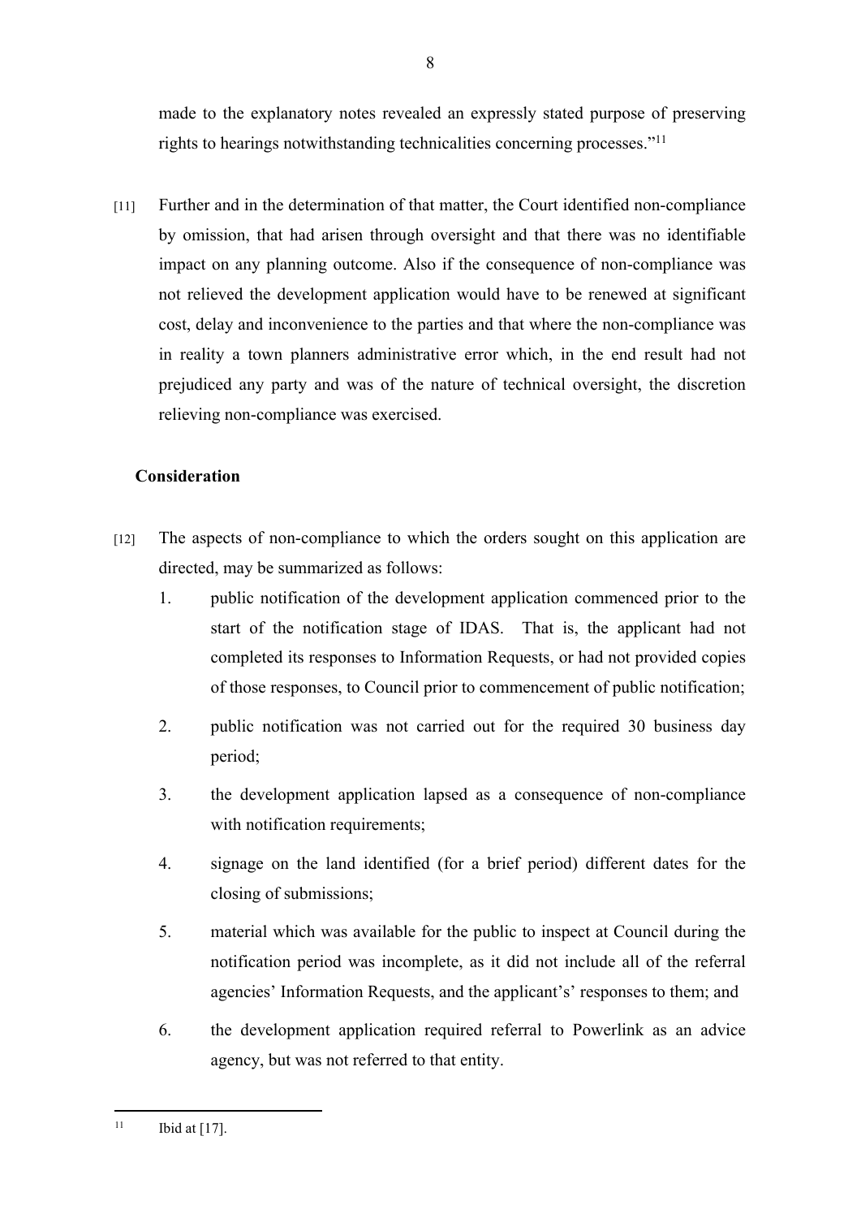made to the explanatory notes revealed an expressly stated purpose of preserving rights to hearings notwithstanding technicalities concerning processes."[11]

[11] Further and in the determination of that matter, the Court identified non-compliance by omission, that had arisen through oversight and that there was no identifiable impact on any planning outcome. Also if the consequence of non-compliance was not relieved the development application would have to be renewed at significant cost, delay and inconvenience to the parties and that where the non-compliance was in reality a town planners administrative error which, in the end result had not prejudiced any party and was of the nature of technical oversight, the discretion relieving non-compliance was exercised.

## Consideration

[12] The aspects of non-compliance to which the orders sought on this application are directed, may be summarized as follows:

1. public notification of the development application commenced prior to the start of the notification stage of IDAS. That is, the applicant had not completed its responses to Information Requests, or had not provided copies of those responses, to Council prior to commencement of public notification;
2. public notification was not carried out for the required 30 business day period;
3. the development application lapsed as a consequence of non-compliance with notification requirements;
4. signage on the land identified (for a brief period) different dates for the closing of submissions;
5. material which was available for the public to inspect at Council during the notification period was incomplete, as it did not include all of the referral agencies' Information Requests, and the applicant's' responses to them; and
6. the development application required referral to Powerlink as an advice agency, but was not referred to that entity.

---

[11] Ibid at [17].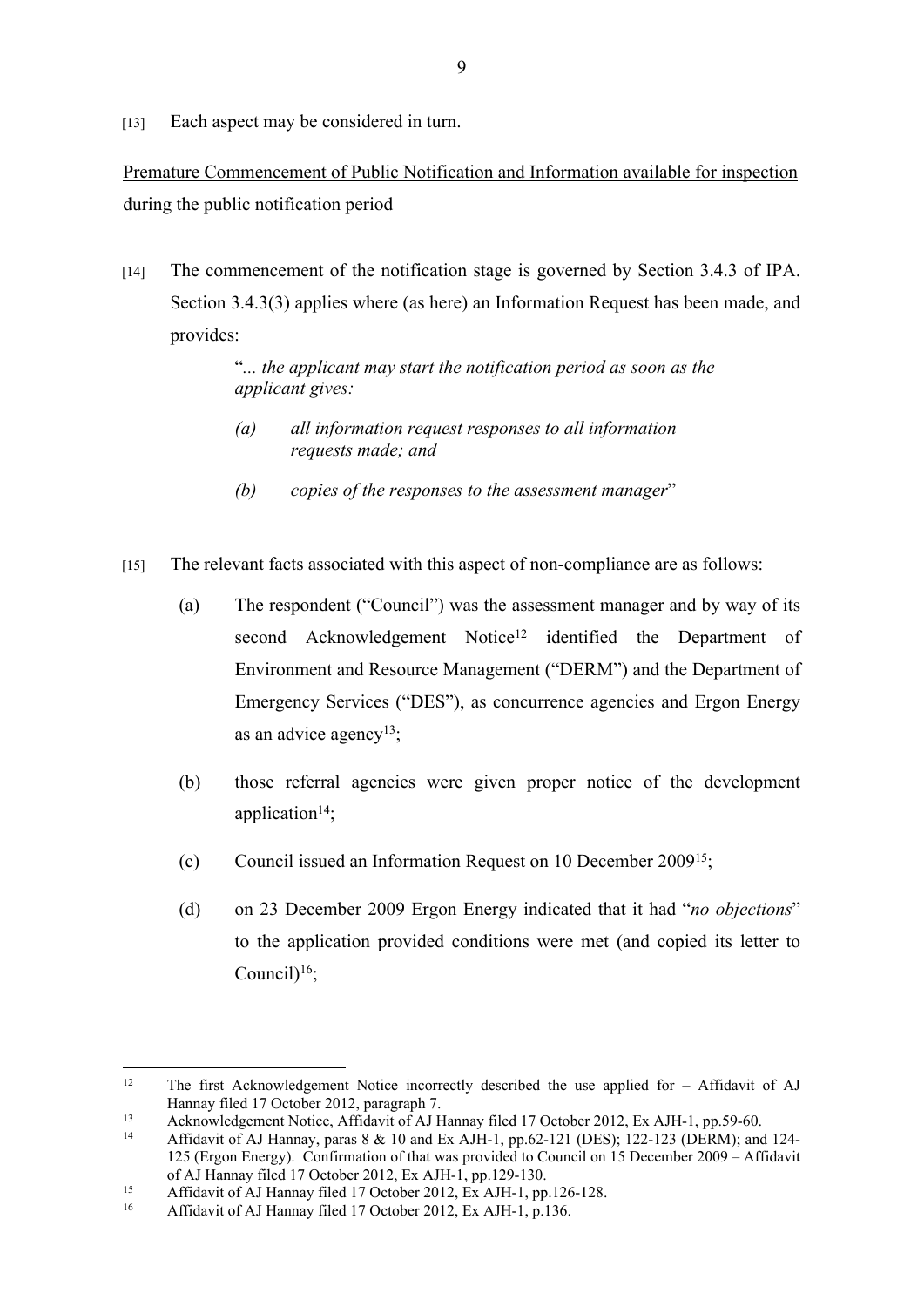[13] Each aspect may be considered in turn.

Premature Commencement of Public Notification and Information available for inspection during the public notification period

[14] The commencement of the notification stage is governed by Section 3.4.3 of IPA. Section 3.4.3(3) applies where (as here) an Information Request has been made, and provides:

> "*... the applicant may start the notification period as soon as the applicant gives:*
>
> *(a) all information request responses to all information requests made; and*
>
> *(b) copies of the responses to the assessment manager*"

[15] The relevant facts associated with this aspect of non-compliance are as follows:

(a) The respondent ("Council") was the assessment manager and by way of its second Acknowledgement Notice[12] identified the Department of Environment and Resource Management ("DERM") and the Department of Emergency Services ("DES"), as concurrence agencies and Ergon Energy as an advice agency[13];

(b) those referral agencies were given proper notice of the development application[14];

(c) Council issued an Information Request on 10 December 2009[15];

(d) on 23 December 2009 Ergon Energy indicated that it had "*no objections*" to the application provided conditions were met (and copied its letter to Council)[16];

---

[12] The first Acknowledgement Notice incorrectly described the use applied for – Affidavit of AJ Hannay filed 17 October 2012, paragraph 7.

[13] Acknowledgement Notice, Affidavit of AJ Hannay filed 17 October 2012, Ex AJH-1, pp.59-60.

[14] Affidavit of AJ Hannay, paras 8 & 10 and Ex AJH-1, pp.62-121 (DES); 122-123 (DERM); and 124-125 (Ergon Energy). Confirmation of that was provided to Council on 15 December 2009 – Affidavit of AJ Hannay filed 17 October 2012, Ex AJH-1, pp.129-130.

[15] Affidavit of AJ Hannay filed 17 October 2012, Ex AJH-1, pp.126-128.

[16] Affidavit of AJ Hannay filed 17 October 2012, Ex AJH-1, p.136.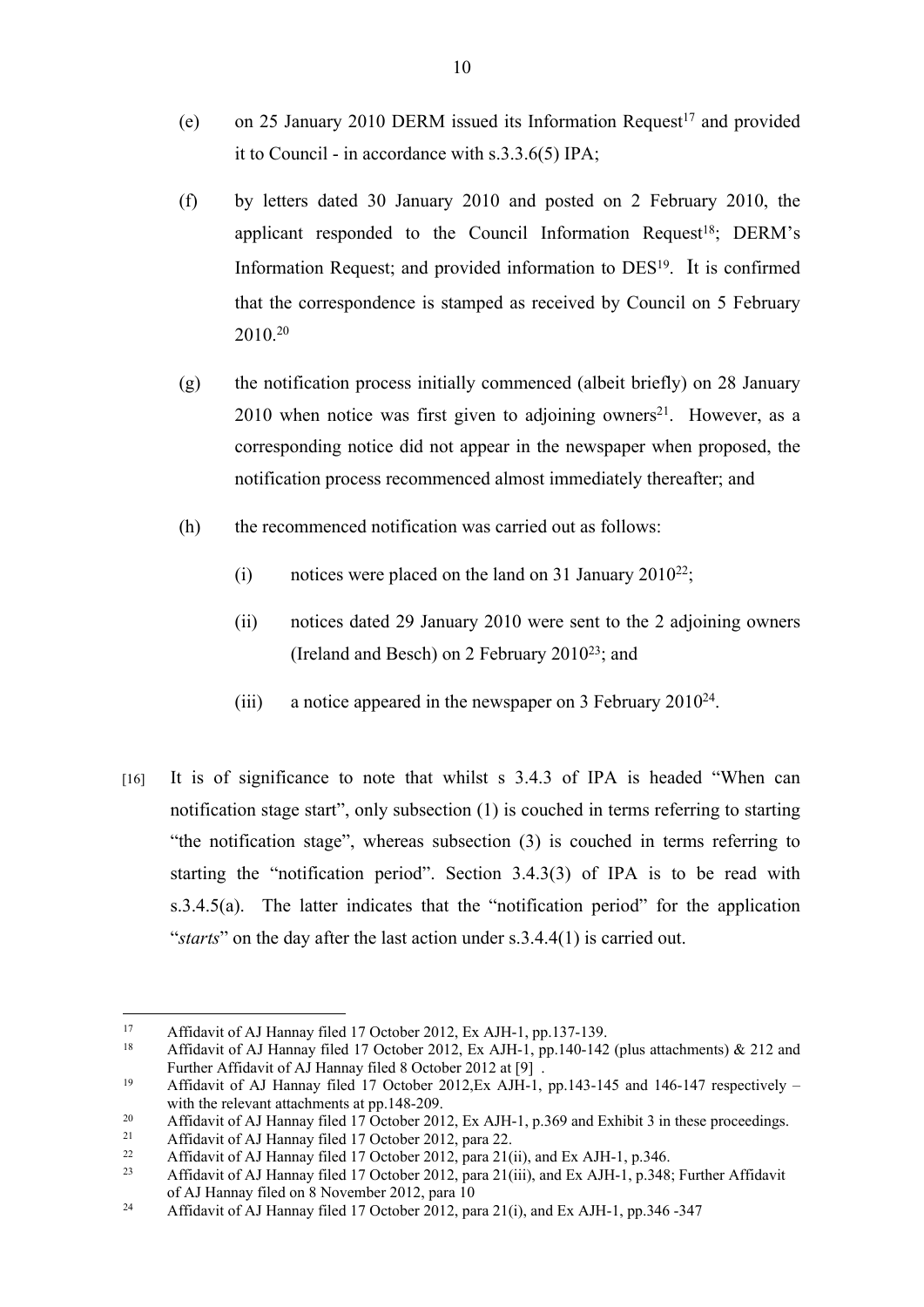(e) on 25 January 2010 DERM issued its Information Request[17] and provided it to Council - in accordance with s.3.3.6(5) IPA;

(f) by letters dated 30 January 2010 and posted on 2 February 2010, the applicant responded to the Council Information Request[18]; DERM's Information Request; and provided information to DES[19]. It is confirmed that the correspondence is stamped as received by Council on 5 February 2010.[20]

(g) the notification process initially commenced (albeit briefly) on 28 January 2010 when notice was first given to adjoining owners[21]. However, as a corresponding notice did not appear in the newspaper when proposed, the notification process recommenced almost immediately thereafter; and

(h) the recommenced notification was carried out as follows:

 (i) notices were placed on the land on 31 January 2010[22];

 (ii) notices dated 29 January 2010 were sent to the 2 adjoining owners (Ireland and Besch) on 2 February 2010[23]; and

 (iii) a notice appeared in the newspaper on 3 February 2010[24].

[16] It is of significance to note that whilst s 3.4.3 of IPA is headed "When can notification stage start", only subsection (1) is couched in terms referring to starting "the notification stage", whereas subsection (3) is couched in terms referring to starting the "notification period". Section 3.4.3(3) of IPA is to be read with s.3.4.5(a). The latter indicates that the "notification period" for the application "*starts*" on the day after the last action under s.3.4.4(1) is carried out.

---

17 Affidavit of AJ Hannay filed 17 October 2012, Ex AJH-1, pp.137-139.

18 Affidavit of AJ Hannay filed 17 October 2012, Ex AJH-1, pp.140-142 (plus attachments) & 212 and Further Affidavit of AJ Hannay filed 8 October 2012 at [9] .

19 Affidavit of AJ Hannay filed 17 October 2012,Ex AJH-1, pp.143-145 and 146-147 respectively – with the relevant attachments at pp.148-209.

20 Affidavit of AJ Hannay filed 17 October 2012, Ex AJH-1, p.369 and Exhibit 3 in these proceedings.

21 Affidavit of AJ Hannay filed 17 October 2012, para 22.

22 Affidavit of AJ Hannay filed 17 October 2012, para 21(ii), and Ex AJH-1, p.346.

23 Affidavit of AJ Hannay filed 17 October 2012, para 21(iii), and Ex AJH-1, p.348; Further Affidavit of AJ Hannay filed on 8 November 2012, para 10

24 Affidavit of AJ Hannay filed 17 October 2012, para 21(i), and Ex AJH-1, pp.346 -347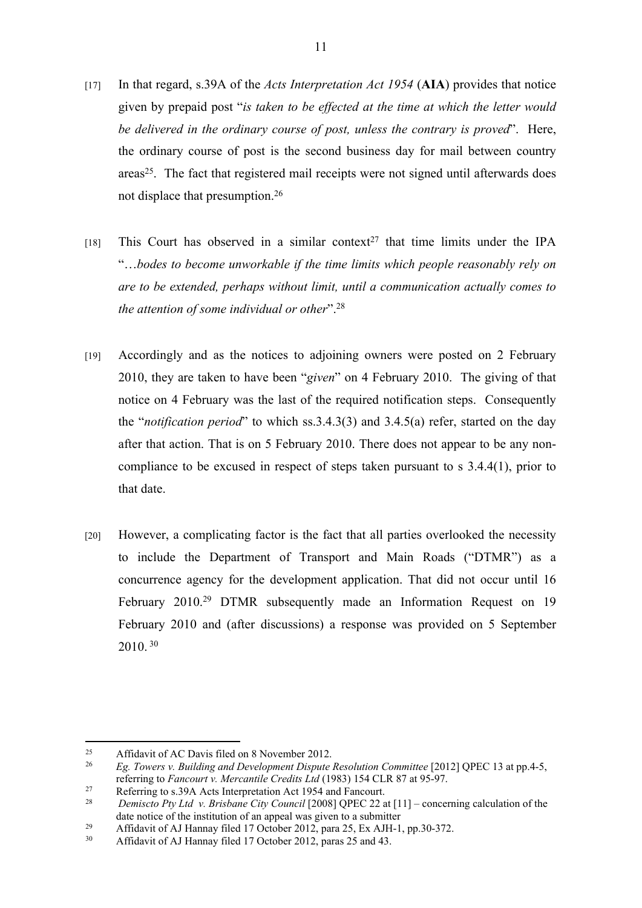[17] In that regard, s.39A of the *Acts Interpretation Act 1954* (**AIA**) provides that notice given by prepaid post "*is taken to be effected at the time at which the letter would be delivered in the ordinary course of post, unless the contrary is proved*". Here, the ordinary course of post is the second business day for mail between country areas[25]. The fact that registered mail receipts were not signed until afterwards does not displace that presumption.[26]

[18] This Court has observed in a similar context[27] that time limits under the IPA "*…bodes to become unworkable if the time limits which people reasonably rely on are to be extended, perhaps without limit, until a communication actually comes to the attention of some individual or other*".[28]

[19] Accordingly and as the notices to adjoining owners were posted on 2 February 2010, they are taken to have been "*given*" on 4 February 2010. The giving of that notice on 4 February was the last of the required notification steps. Consequently the "*notification period*" to which ss.3.4.3(3) and 3.4.5(a) refer, started on the day after that action. That is on 5 February 2010. There does not appear to be any non-compliance to be excused in respect of steps taken pursuant to s 3.4.4(1), prior to that date.

[20] However, a complicating factor is the fact that all parties overlooked the necessity to include the Department of Transport and Main Roads ("DTMR") as a concurrence agency for the development application. That did not occur until 16 February 2010.[29] DTMR subsequently made an Information Request on 19 February 2010 and (after discussions) a response was provided on 5 September 2010.[30]

---

[25] Affidavit of AC Davis filed on 8 November 2012.

[26] *Eg. Towers v. Building and Development Dispute Resolution Committee* [2012] QPEC 13 at pp.4-5, referring to *Fancourt v. Mercantile Credits Ltd* (1983) 154 CLR 87 at 95-97.

[27] Referring to s.39A Acts Interpretation Act 1954 and Fancourt.

[28] *Demiscto Pty Ltd v. Brisbane City Council* [2008] QPEC 22 at [11] – concerning calculation of the date notice of the institution of an appeal was given to a submitter

[29] Affidavit of AJ Hannay filed 17 October 2012, para 25, Ex AJH-1, pp.30-372.

[30] Affidavit of AJ Hannay filed 17 October 2012, paras 25 and 43.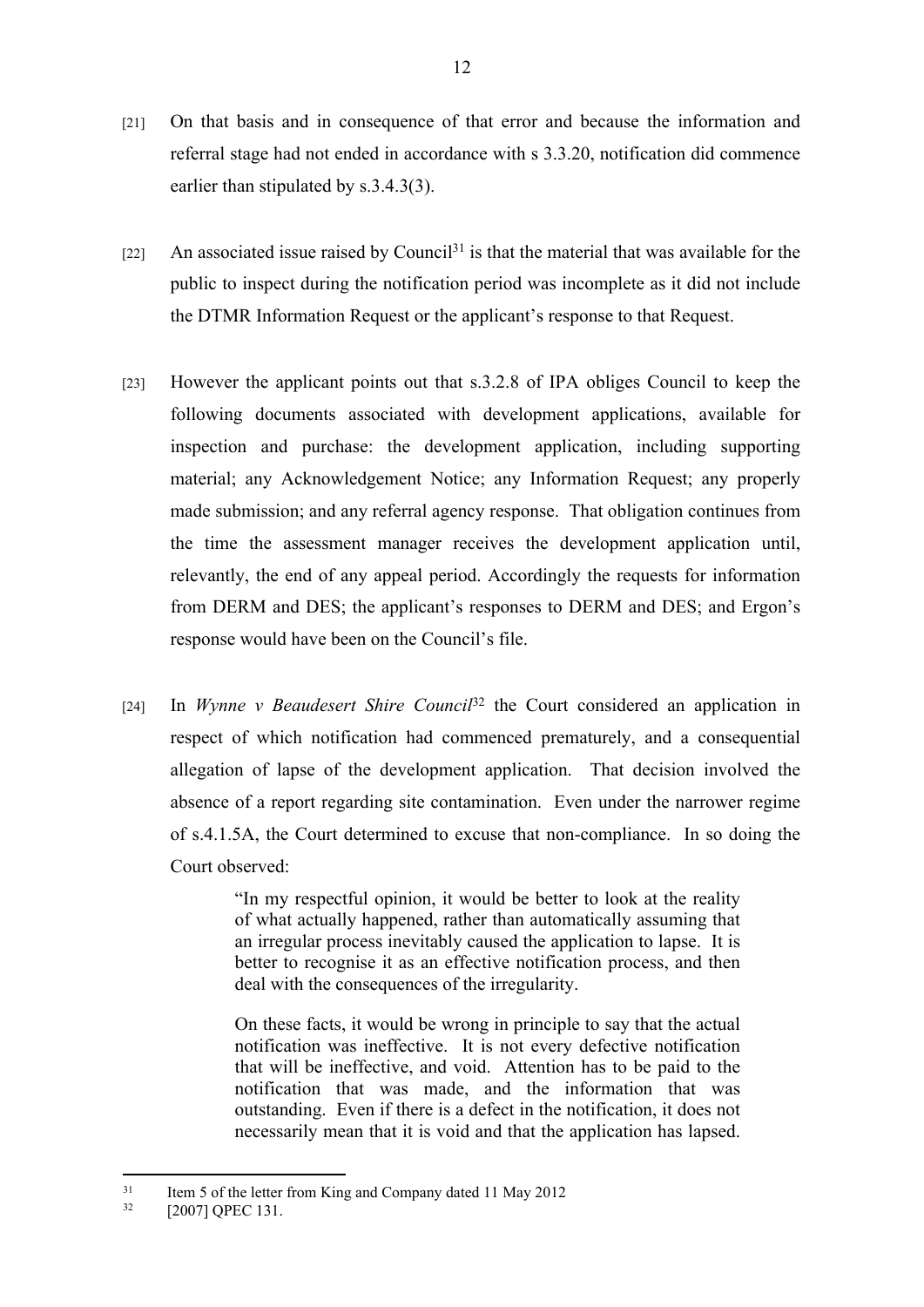[21] On that basis and in consequence of that error and because the information and referral stage had not ended in accordance with s 3.3.20, notification did commence earlier than stipulated by s.3.4.3(3).

[22] An associated issue raised by Council[31] is that the material that was available for the public to inspect during the notification period was incomplete as it did not include the DTMR Information Request or the applicant's response to that Request.

[23] However the applicant points out that s.3.2.8 of IPA obliges Council to keep the following documents associated with development applications, available for inspection and purchase: the development application, including supporting material; any Acknowledgement Notice; any Information Request; any properly made submission; and any referral agency response. That obligation continues from the time the assessment manager receives the development application until, relevantly, the end of any appeal period. Accordingly the requests for information from DERM and DES; the applicant's responses to DERM and DES; and Ergon's response would have been on the Council's file.

[24] In *Wynne v Beaudesert Shire Council*[32] the Court considered an application in respect of which notification had commenced prematurely, and a consequential allegation of lapse of the development application. That decision involved the absence of a report regarding site contamination. Even under the narrower regime of s.4.1.5A, the Court determined to excuse that non-compliance. In so doing the Court observed:

> "In my respectful opinion, it would be better to look at the reality of what actually happened, rather than automatically assuming that an irregular process inevitably caused the application to lapse. It is better to recognise it as an effective notification process, and then deal with the consequences of the irregularity.
>
> On these facts, it would be wrong in principle to say that the actual notification was ineffective. It is not every defective notification that will be ineffective, and void. Attention has to be paid to the notification that was made, and the information that was outstanding. Even if there is a defect in the notification, it does not necessarily mean that it is void and that the application has lapsed.

---

[31] Item 5 of the letter from King and Company dated 11 May 2012

[32] [2007] QPEC 131.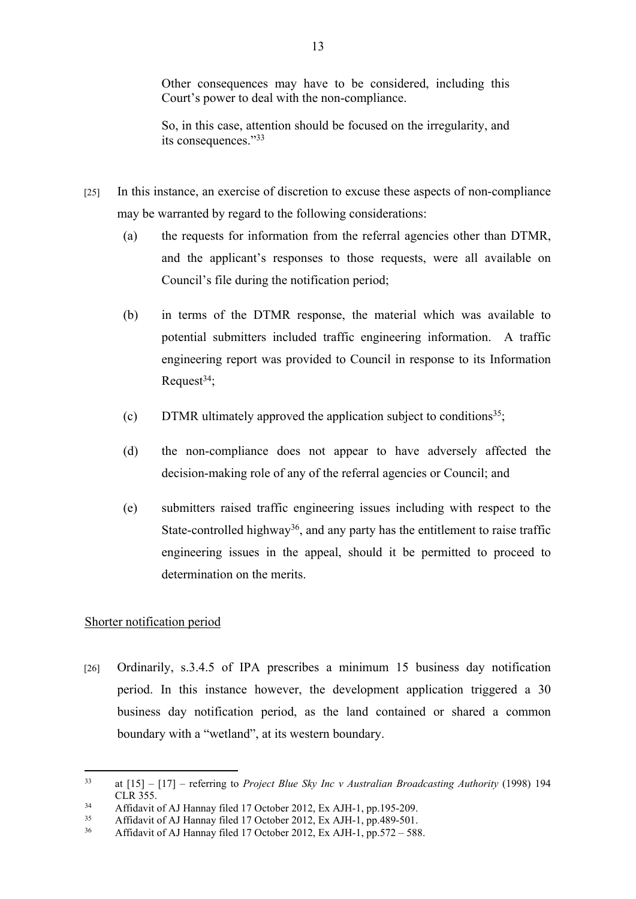> Other consequences may have to be considered, including this Court's power to deal with the non-compliance.
>
> So, in this case, attention should be focused on the irregularity, and its consequences."[33]

[25] In this instance, an exercise of discretion to excuse these aspects of non-compliance may be warranted by regard to the following considerations:

(a) the requests for information from the referral agencies other than DTMR, and the applicant's responses to those requests, were all available on Council's file during the notification period;

(b) in terms of the DTMR response, the material which was available to potential submitters included traffic engineering information. A traffic engineering report was provided to Council in response to its Information Request[34];

(c) DTMR ultimately approved the application subject to conditions[35];

(d) the non-compliance does not appear to have adversely affected the decision-making role of any of the referral agencies or Council; and

(e) submitters raised traffic engineering issues including with respect to the State-controlled highway[36], and any party has the entitlement to raise traffic engineering issues in the appeal, should it be permitted to proceed to determination on the merits.

<u>Shorter notification period</u>

[26] Ordinarily, s.3.4.5 of IPA prescribes a minimum 15 business day notification period. In this instance however, the development application triggered a 30 business day notification period, as the land contained or shared a common boundary with a "wetland", at its western boundary.

---

[33] at [15] – [17] – referring to *Project Blue Sky Inc v Australian Broadcasting Authority* (1998) 194 CLR 355.

[34] Affidavit of AJ Hannay filed 17 October 2012, Ex AJH-1, pp.195-209.

[35] Affidavit of AJ Hannay filed 17 October 2012, Ex AJH-1, pp.489-501.

[36] Affidavit of AJ Hannay filed 17 October 2012, Ex AJH-1, pp.572 – 588.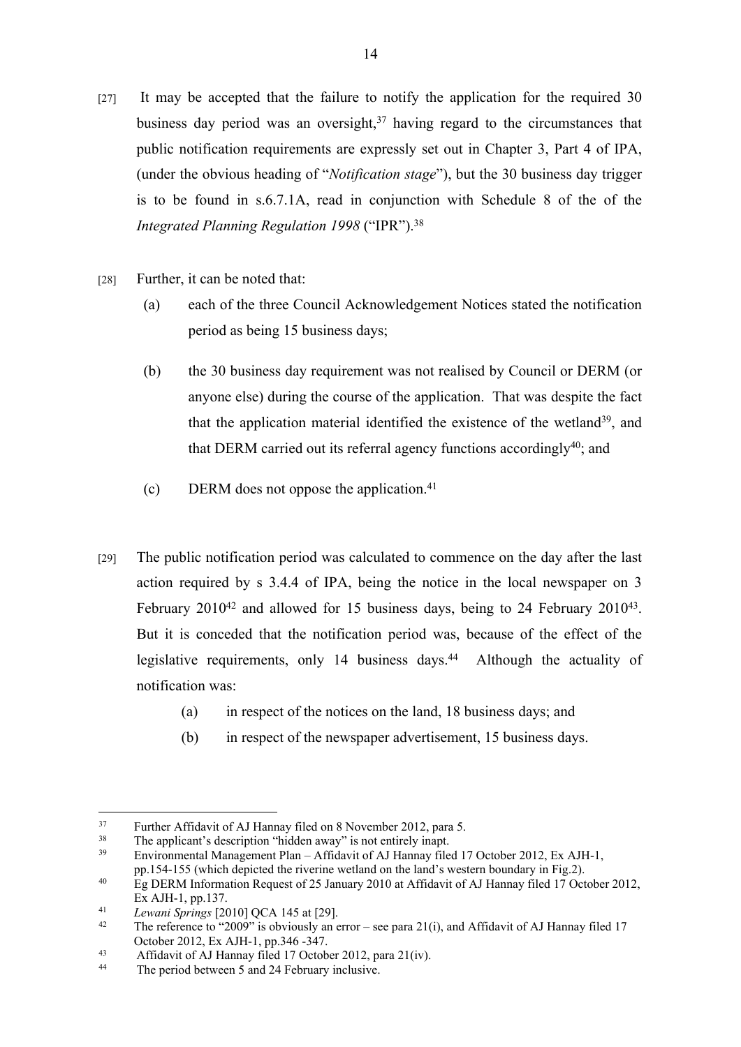[27] It may be accepted that the failure to notify the application for the required 30 business day period was an oversight,[37] having regard to the circumstances that public notification requirements are expressly set out in Chapter 3, Part 4 of IPA, (under the obvious heading of "*Notification stage*"), but the 30 business day trigger is to be found in s.6.7.1A, read in conjunction with Schedule 8 of the of the *Integrated Planning Regulation 1998* ("IPR").[38]

[28] Further, it can be noted that:

(a) each of the three Council Acknowledgement Notices stated the notification period as being 15 business days;

(b) the 30 business day requirement was not realised by Council or DERM (or anyone else) during the course of the application. That was despite the fact that the application material identified the existence of the wetland[39], and that DERM carried out its referral agency functions accordingly[40]; and

(c) DERM does not oppose the application.[41]

[29] The public notification period was calculated to commence on the day after the last action required by s 3.4.4 of IPA, being the notice in the local newspaper on 3 February 2010[42] and allowed for 15 business days, being to 24 February 2010[43]. But it is conceded that the notification period was, because of the effect of the legislative requirements, only 14 business days.[44] Although the actuality of notification was:

(a) in respect of the notices on the land, 18 business days; and

(b) in respect of the newspaper advertisement, 15 business days.

---

[37] Further Affidavit of AJ Hannay filed on 8 November 2012, para 5.

[38] The applicant's description "hidden away" is not entirely inapt.

[39] Environmental Management Plan – Affidavit of AJ Hannay filed 17 October 2012, Ex AJH-1, pp.154-155 (which depicted the riverine wetland on the land's western boundary in Fig.2).

[40] Eg DERM Information Request of 25 January 2010 at Affidavit of AJ Hannay filed 17 October 2012, Ex AJH-1, pp.137.

[41] *Lewani Springs* [2010] QCA 145 at [29].

[42] The reference to "2009" is obviously an error – see para 21(i), and Affidavit of AJ Hannay filed 17 October 2012, Ex AJH-1, pp.346 -347.

[43] Affidavit of AJ Hannay filed 17 October 2012, para 21(iv).

[44] The period between 5 and 24 February inclusive.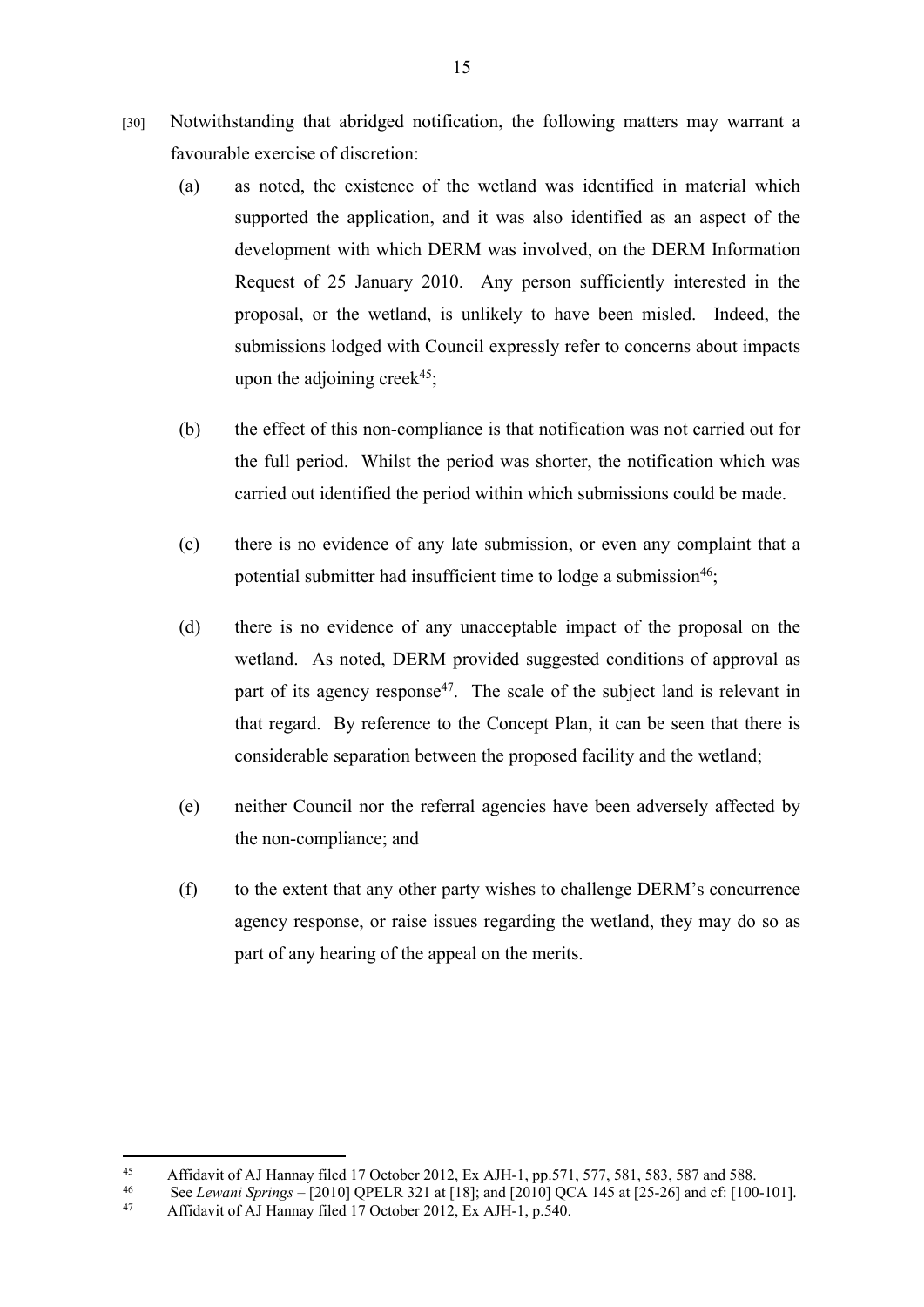[30] Notwithstanding that abridged notification, the following matters may warrant a favourable exercise of discretion:

(a) as noted, the existence of the wetland was identified in material which supported the application, and it was also identified as an aspect of the development with which DERM was involved, on the DERM Information Request of 25 January 2010. Any person sufficiently interested in the proposal, or the wetland, is unlikely to have been misled. Indeed, the submissions lodged with Council expressly refer to concerns about impacts upon the adjoining creek[45];

(b) the effect of this non-compliance is that notification was not carried out for the full period. Whilst the period was shorter, the notification which was carried out identified the period within which submissions could be made.

(c) there is no evidence of any late submission, or even any complaint that a potential submitter had insufficient time to lodge a submission[46];

(d) there is no evidence of any unacceptable impact of the proposal on the wetland. As noted, DERM provided suggested conditions of approval as part of its agency response[47]. The scale of the subject land is relevant in that regard. By reference to the Concept Plan, it can be seen that there is considerable separation between the proposed facility and the wetland;

(e) neither Council nor the referral agencies have been adversely affected by the non-compliance; and

(f) to the extent that any other party wishes to challenge DERM's concurrence agency response, or raise issues regarding the wetland, they may do so as part of any hearing of the appeal on the merits.

---

[45] Affidavit of AJ Hannay filed 17 October 2012, Ex AJH-1, pp.571, 577, 581, 583, 587 and 588.

[46] See *Lewani Springs* – [2010] QPELR 321 at [18]; and [2010] QCA 145 at [25-26] and cf: [100-101].

[47] Affidavit of AJ Hannay filed 17 October 2012, Ex AJH-1, p.540.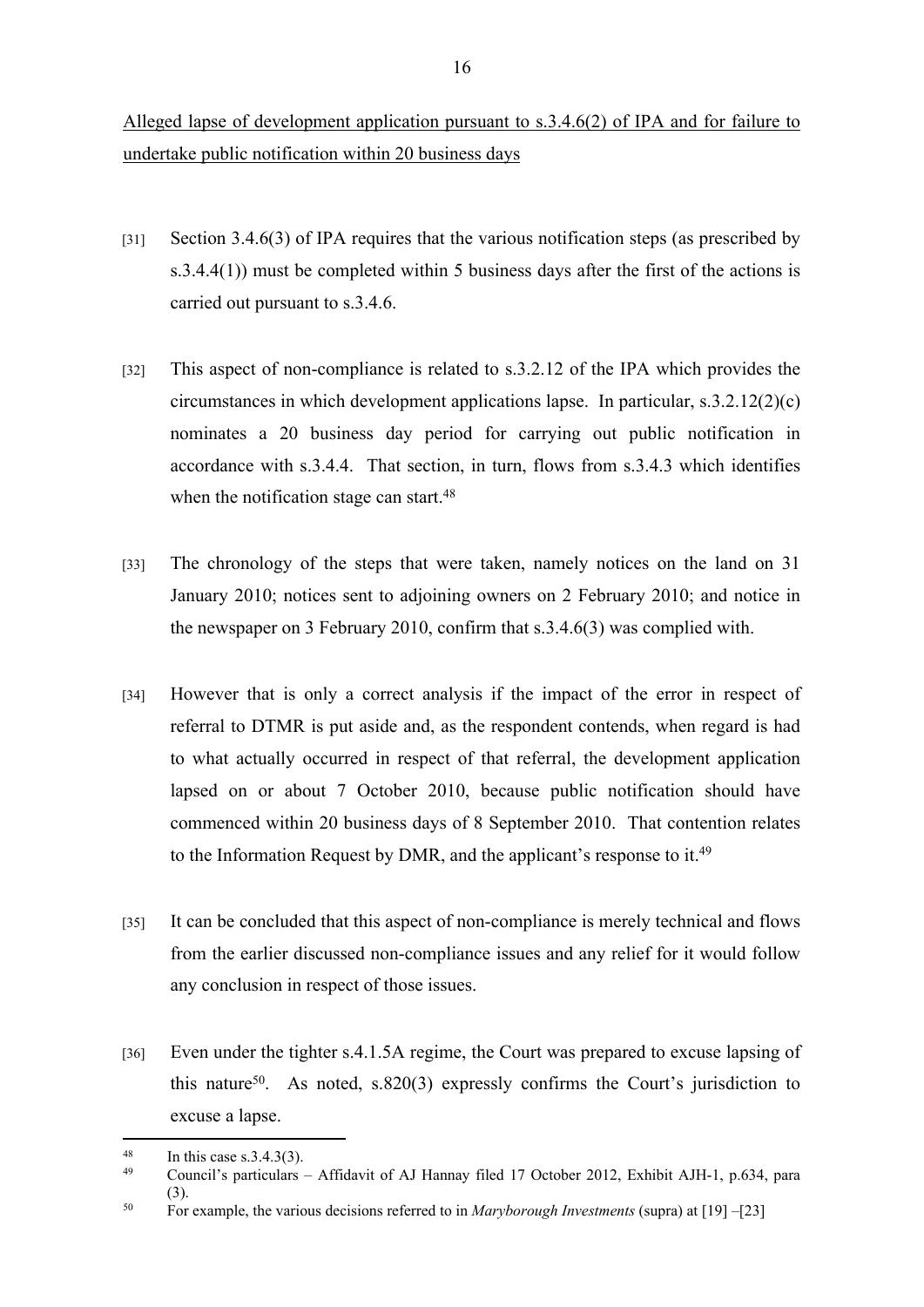Alleged lapse of development application pursuant to s.3.4.6(2) of IPA and for failure to undertake public notification within 20 business days

[31] Section 3.4.6(3) of IPA requires that the various notification steps (as prescribed by s.3.4.4(1)) must be completed within 5 business days after the first of the actions is carried out pursuant to s.3.4.6.

[32] This aspect of non-compliance is related to s.3.2.12 of the IPA which provides the circumstances in which development applications lapse. In particular, s.3.2.12(2)(c) nominates a 20 business day period for carrying out public notification in accordance with s.3.4.4. That section, in turn, flows from s.3.4.3 which identifies when the notification stage can start.[48]

[33] The chronology of the steps that were taken, namely notices on the land on 31 January 2010; notices sent to adjoining owners on 2 February 2010; and notice in the newspaper on 3 February 2010, confirm that s.3.4.6(3) was complied with.

[34] However that is only a correct analysis if the impact of the error in respect of referral to DTMR is put aside and, as the respondent contends, when regard is had to what actually occurred in respect of that referral, the development application lapsed on or about 7 October 2010, because public notification should have commenced within 20 business days of 8 September 2010. That contention relates to the Information Request by DMR, and the applicant's response to it.[49]

[35] It can be concluded that this aspect of non-compliance is merely technical and flows from the earlier discussed non-compliance issues and any relief for it would follow any conclusion in respect of those issues.

[36] Even under the tighter s.4.1.5A regime, the Court was prepared to excuse lapsing of this nature[50]. As noted, s.820(3) expressly confirms the Court's jurisdiction to excuse a lapse.

---

[48] In this case s.3.4.3(3).

[49] Council's particulars – Affidavit of AJ Hannay filed 17 October 2012, Exhibit AJH-1, p.634, para (3).

[50] For example, the various decisions referred to in *Maryborough Investments* (supra) at [19] –[23]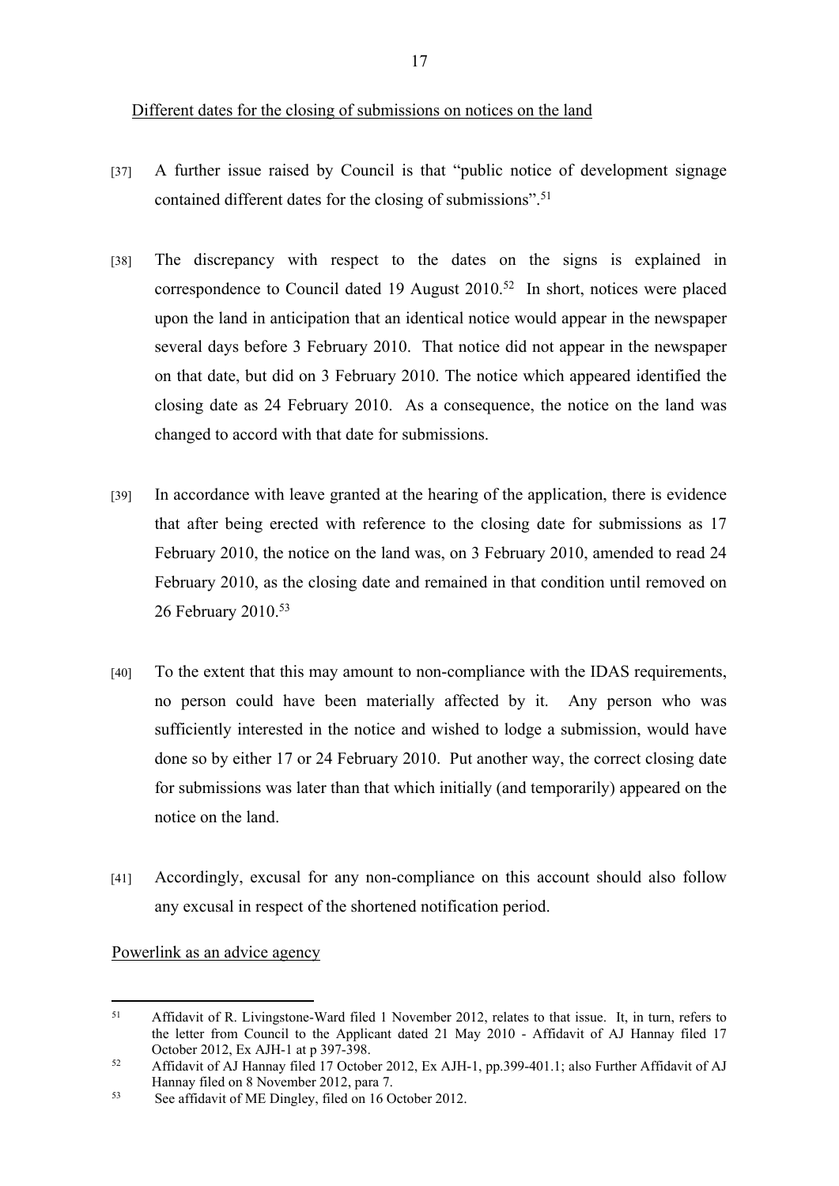Different dates for the closing of submissions on notices on the land

[37] A further issue raised by Council is that "public notice of development signage contained different dates for the closing of submissions".[51]

[38] The discrepancy with respect to the dates on the signs is explained in correspondence to Council dated 19 August 2010.[52] In short, notices were placed upon the land in anticipation that an identical notice would appear in the newspaper several days before 3 February 2010. That notice did not appear in the newspaper on that date, but did on 3 February 2010. The notice which appeared identified the closing date as 24 February 2010. As a consequence, the notice on the land was changed to accord with that date for submissions.

[39] In accordance with leave granted at the hearing of the application, there is evidence that after being erected with reference to the closing date for submissions as 17 February 2010, the notice on the land was, on 3 February 2010, amended to read 24 February 2010, as the closing date and remained in that condition until removed on 26 February 2010.[53]

[40] To the extent that this may amount to non-compliance with the IDAS requirements, no person could have been materially affected by it. Any person who was sufficiently interested in the notice and wished to lodge a submission, would have done so by either 17 or 24 February 2010. Put another way, the correct closing date for submissions was later than that which initially (and temporarily) appeared on the notice on the land.

[41] Accordingly, excusal for any non-compliance on this account should also follow any excusal in respect of the shortened notification period.

Powerlink as an advice agency

[51] Affidavit of R. Livingstone-Ward filed 1 November 2012, relates to that issue. It, in turn, refers to the letter from Council to the Applicant dated 21 May 2010 - Affidavit of AJ Hannay filed 17 October 2012, Ex AJH-1 at p 397-398.

[52] Affidavit of AJ Hannay filed 17 October 2012, Ex AJH-1, pp.399-401.1; also Further Affidavit of AJ Hannay filed on 8 November 2012, para 7.

[53] See affidavit of ME Dingley, filed on 16 October 2012.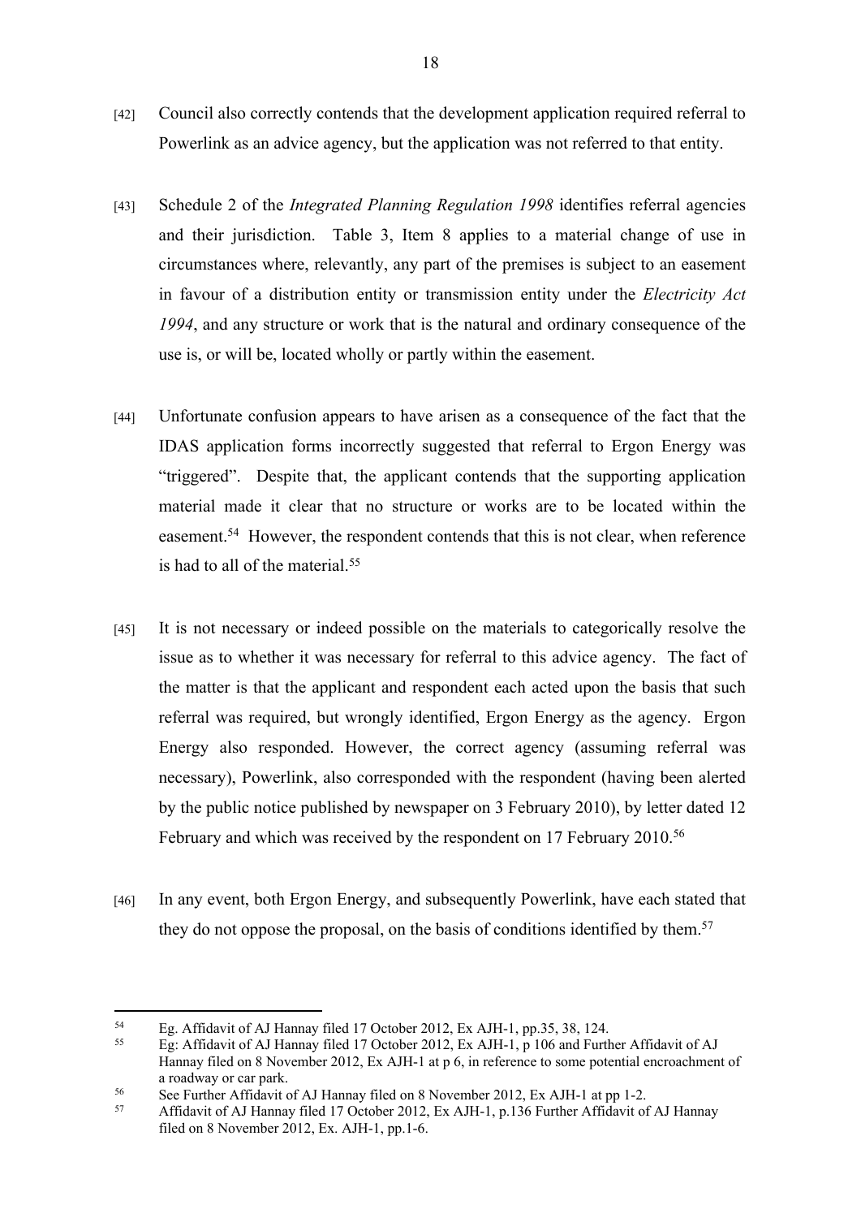[42] Council also correctly contends that the development application required referral to Powerlink as an advice agency, but the application was not referred to that entity.

[43] Schedule 2 of the *Integrated Planning Regulation 1998* identifies referral agencies and their jurisdiction. Table 3, Item 8 applies to a material change of use in circumstances where, relevantly, any part of the premises is subject to an easement in favour of a distribution entity or transmission entity under the *Electricity Act 1994*, and any structure or work that is the natural and ordinary consequence of the use is, or will be, located wholly or partly within the easement.

[44] Unfortunate confusion appears to have arisen as a consequence of the fact that the IDAS application forms incorrectly suggested that referral to Ergon Energy was "triggered". Despite that, the applicant contends that the supporting application material made it clear that no structure or works are to be located within the easement.[54] However, the respondent contends that this is not clear, when reference is had to all of the material.[55]

[45] It is not necessary or indeed possible on the materials to categorically resolve the issue as to whether it was necessary for referral to this advice agency. The fact of the matter is that the applicant and respondent each acted upon the basis that such referral was required, but wrongly identified, Ergon Energy as the agency. Ergon Energy also responded. However, the correct agency (assuming referral was necessary), Powerlink, also corresponded with the respondent (having been alerted by the public notice published by newspaper on 3 February 2010), by letter dated 12 February and which was received by the respondent on 17 February 2010.[56]

[46] In any event, both Ergon Energy, and subsequently Powerlink, have each stated that they do not oppose the proposal, on the basis of conditions identified by them.[57]

---

[54] Eg. Affidavit of AJ Hannay filed 17 October 2012, Ex AJH-1, pp.35, 38, 124.

[55] Eg: Affidavit of AJ Hannay filed 17 October 2012, Ex AJH-1, p 106 and Further Affidavit of AJ Hannay filed on 8 November 2012, Ex AJH-1 at p 6, in reference to some potential encroachment of a roadway or car park.

[56] See Further Affidavit of AJ Hannay filed on 8 November 2012, Ex AJH-1 at pp 1-2.

[57] Affidavit of AJ Hannay filed 17 October 2012, Ex AJH-1, p.136 Further Affidavit of AJ Hannay filed on 8 November 2012, Ex. AJH-1, pp.1-6.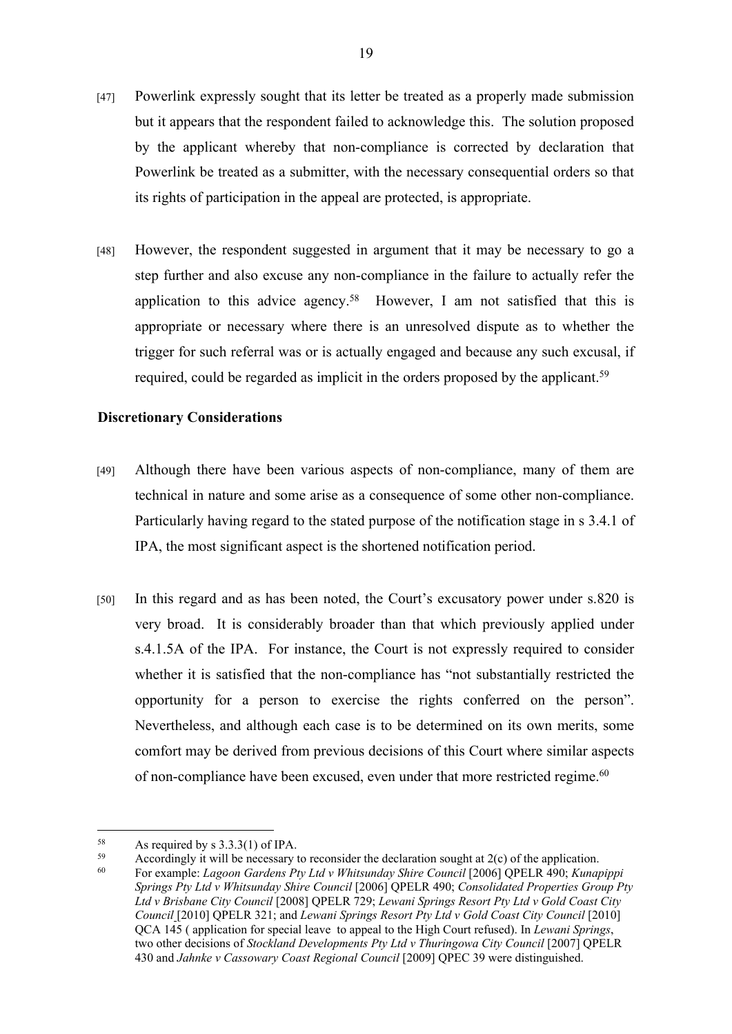[47] Powerlink expressly sought that its letter be treated as a properly made submission but it appears that the respondent failed to acknowledge this. The solution proposed by the applicant whereby that non-compliance is corrected by declaration that Powerlink be treated as a submitter, with the necessary consequential orders so that its rights of participation in the appeal are protected, is appropriate.

[48] However, the respondent suggested in argument that it may be necessary to go a step further and also excuse any non-compliance in the failure to actually refer the application to this advice agency.[58] However, I am not satisfied that this is appropriate or necessary where there is an unresolved dispute as to whether the trigger for such referral was or is actually engaged and because any such excusal, if required, could be regarded as implicit in the orders proposed by the applicant.[59]

**Discretionary Considerations**

[49] Although there have been various aspects of non-compliance, many of them are technical in nature and some arise as a consequence of some other non-compliance. Particularly having regard to the stated purpose of the notification stage in s 3.4.1 of IPA, the most significant aspect is the shortened notification period.

[50] In this regard and as has been noted, the Court's excusatory power under s.820 is very broad. It is considerably broader than that which previously applied under s.4.1.5A of the IPA. For instance, the Court is not expressly required to consider whether it is satisfied that the non-compliance has "not substantially restricted the opportunity for a person to exercise the rights conferred on the person". Nevertheless, and although each case is to be determined on its own merits, some comfort may be derived from previous decisions of this Court where similar aspects of non-compliance have been excused, even under that more restricted regime.[60]

---

[58] As required by s 3.3.3(1) of IPA.

[59] Accordingly it will be necessary to reconsider the declaration sought at 2(c) of the application.

[60] For example: *Lagoon Gardens Pty Ltd v Whitsunday Shire Council* [2006] QPELR 490; *Kunapippi Springs Pty Ltd v Whitsunday Shire Council* [2006] QPELR 490; *Consolidated Properties Group Pty Ltd v Brisbane City Council* [2008] QPELR 729; *Lewani Springs Resort Pty Ltd v Gold Coast City Council* [2010] QPELR 321; and *Lewani Springs Resort Pty Ltd v Gold Coast City Council* [2010] QCA 145 ( application for special leave to appeal to the High Court refused). In *Lewani Springs*, two other decisions of *Stockland Developments Pty Ltd v Thuringowa City Council* [2007] QPELR 430 and *Jahnke v Cassowary Coast Regional Council* [2009] QPEC 39 were distinguished.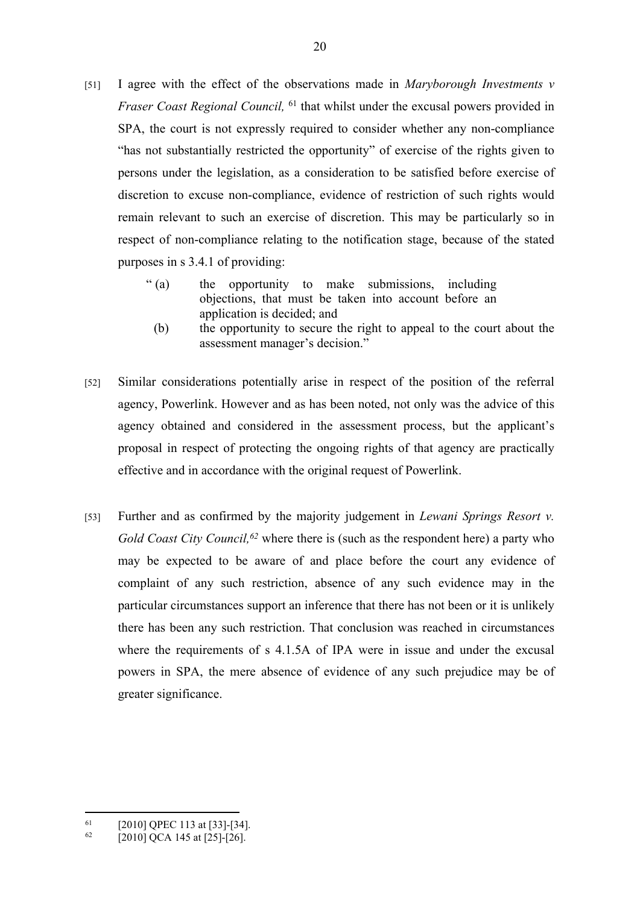[51] I agree with the effect of the observations made in *Maryborough Investments v Fraser Coast Regional Council,* [61] that whilst under the excusal powers provided in SPA, the court is not expressly required to consider whether any non-compliance "has not substantially restricted the opportunity" of exercise of the rights given to persons under the legislation, as a consideration to be satisfied before exercise of discretion to excuse non-compliance, evidence of restriction of such rights would remain relevant to such an exercise of discretion. This may be particularly so in respect of non-compliance relating to the notification stage, because of the stated purposes in s 3.4.1 of providing:

> " (a) the opportunity to make submissions, including objections, that must be taken into account before an application is decided; and
>
> (b) the opportunity to secure the right to appeal to the court about the assessment manager's decision."

[52] Similar considerations potentially arise in respect of the position of the referral agency, Powerlink. However and as has been noted, not only was the advice of this agency obtained and considered in the assessment process, but the applicant's proposal in respect of protecting the ongoing rights of that agency are practically effective and in accordance with the original request of Powerlink.

[53] Further and as confirmed by the majority judgement in *Lewani Springs Resort v. Gold Coast City Council,* [62] where there is (such as the respondent here) a party who may be expected to be aware of and place before the court any evidence of complaint of any such restriction, absence of any such evidence may in the particular circumstances support an inference that there has not been or it is unlikely there has been any such restriction. That conclusion was reached in circumstances where the requirements of s 4.1.5A of IPA were in issue and under the excusal powers in SPA, the mere absence of evidence of any such prejudice may be of greater significance.

---

[61] [2010] QPEC 113 at [33]-[34].

[62] [2010] QCA 145 at [25]-[26].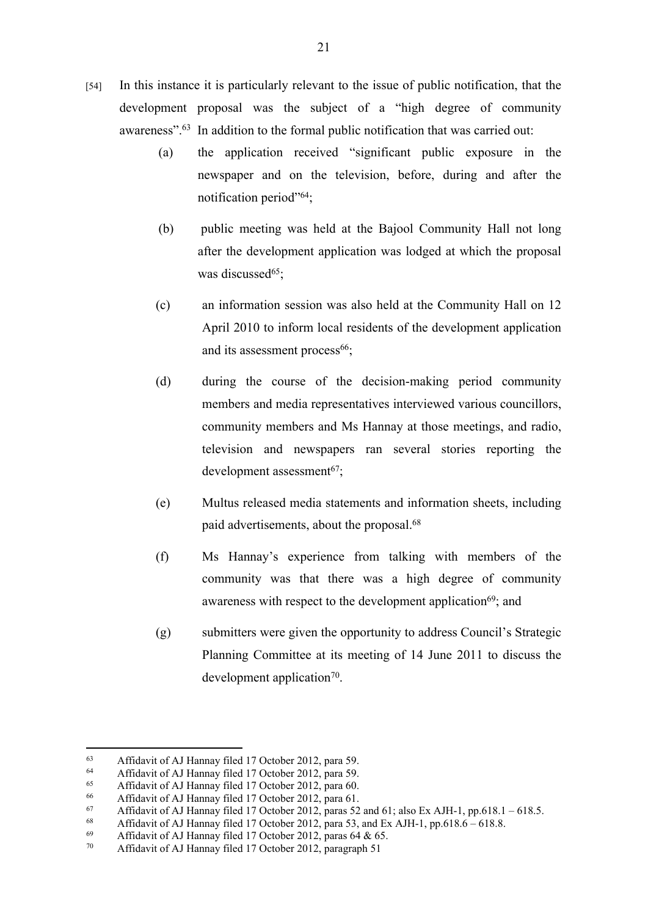[54] In this instance it is particularly relevant to the issue of public notification, that the development proposal was the subject of a "high degree of community awareness".[63] In addition to the formal public notification that was carried out:

(a) the application received "significant public exposure in the newspaper and on the television, before, during and after the notification period"[64];

(b) public meeting was held at the Bajool Community Hall not long after the development application was lodged at which the proposal was discussed[65];

(c) an information session was also held at the Community Hall on 12 April 2010 to inform local residents of the development application and its assessment process[66];

(d) during the course of the decision-making period community members and media representatives interviewed various councillors, community members and Ms Hannay at those meetings, and radio, television and newspapers ran several stories reporting the development assessment[67];

(e) Multus released media statements and information sheets, including paid advertisements, about the proposal.[68]

(f) Ms Hannay's experience from talking with members of the community was that there was a high degree of community awareness with respect to the development application[69]; and

(g) submitters were given the opportunity to address Council's Strategic Planning Committee at its meeting of 14 June 2011 to discuss the development application[70].

---

[63] Affidavit of AJ Hannay filed 17 October 2012, para 59.

[64] Affidavit of AJ Hannay filed 17 October 2012, para 59.

[65] Affidavit of AJ Hannay filed 17 October 2012, para 60.

[66] Affidavit of AJ Hannay filed 17 October 2012, para 61.

[67] Affidavit of AJ Hannay filed 17 October 2012, paras 52 and 61; also Ex AJH-1, pp.618.1 – 618.5.

[68] Affidavit of AJ Hannay filed 17 October 2012, para 53, and Ex AJH-1, pp.618.6 – 618.8.

[69] Affidavit of AJ Hannay filed 17 October 2012, paras 64 & 65.

[70] Affidavit of AJ Hannay filed 17 October 2012, paragraph 51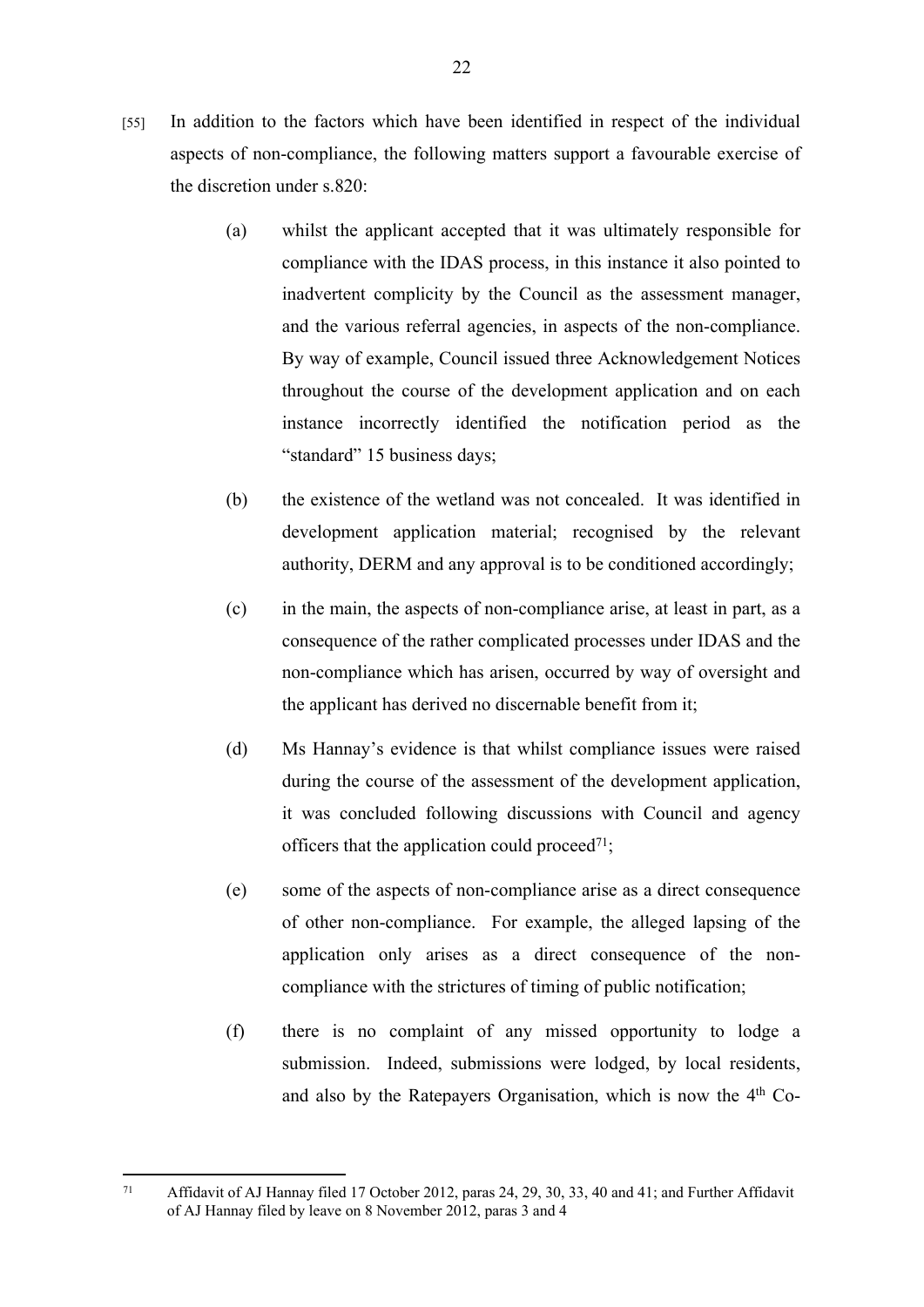[55] In addition to the factors which have been identified in respect of the individual aspects of non-compliance, the following matters support a favourable exercise of the discretion under s.820:

(a) whilst the applicant accepted that it was ultimately responsible for compliance with the IDAS process, in this instance it also pointed to inadvertent complicity by the Council as the assessment manager, and the various referral agencies, in aspects of the non-compliance. By way of example, Council issued three Acknowledgement Notices throughout the course of the development application and on each instance incorrectly identified the notification period as the "standard" 15 business days;

(b) the existence of the wetland was not concealed. It was identified in development application material; recognised by the relevant authority, DERM and any approval is to be conditioned accordingly;

(c) in the main, the aspects of non-compliance arise, at least in part, as a consequence of the rather complicated processes under IDAS and the non-compliance which has arisen, occurred by way of oversight and the applicant has derived no discernable benefit from it;

(d) Ms Hannay's evidence is that whilst compliance issues were raised during the course of the assessment of the development application, it was concluded following discussions with Council and agency officers that the application could proceed[71];

(e) some of the aspects of non-compliance arise as a direct consequence of other non-compliance. For example, the alleged lapsing of the application only arises as a direct consequence of the non-compliance with the strictures of timing of public notification;

(f) there is no complaint of any missed opportunity to lodge a submission. Indeed, submissions were lodged, by local residents, and also by the Ratepayers Organisation, which is now the 4th Co-

---

[71] Affidavit of AJ Hannay filed 17 October 2012, paras 24, 29, 30, 33, 40 and 41; and Further Affidavit of AJ Hannay filed by leave on 8 November 2012, paras 3 and 4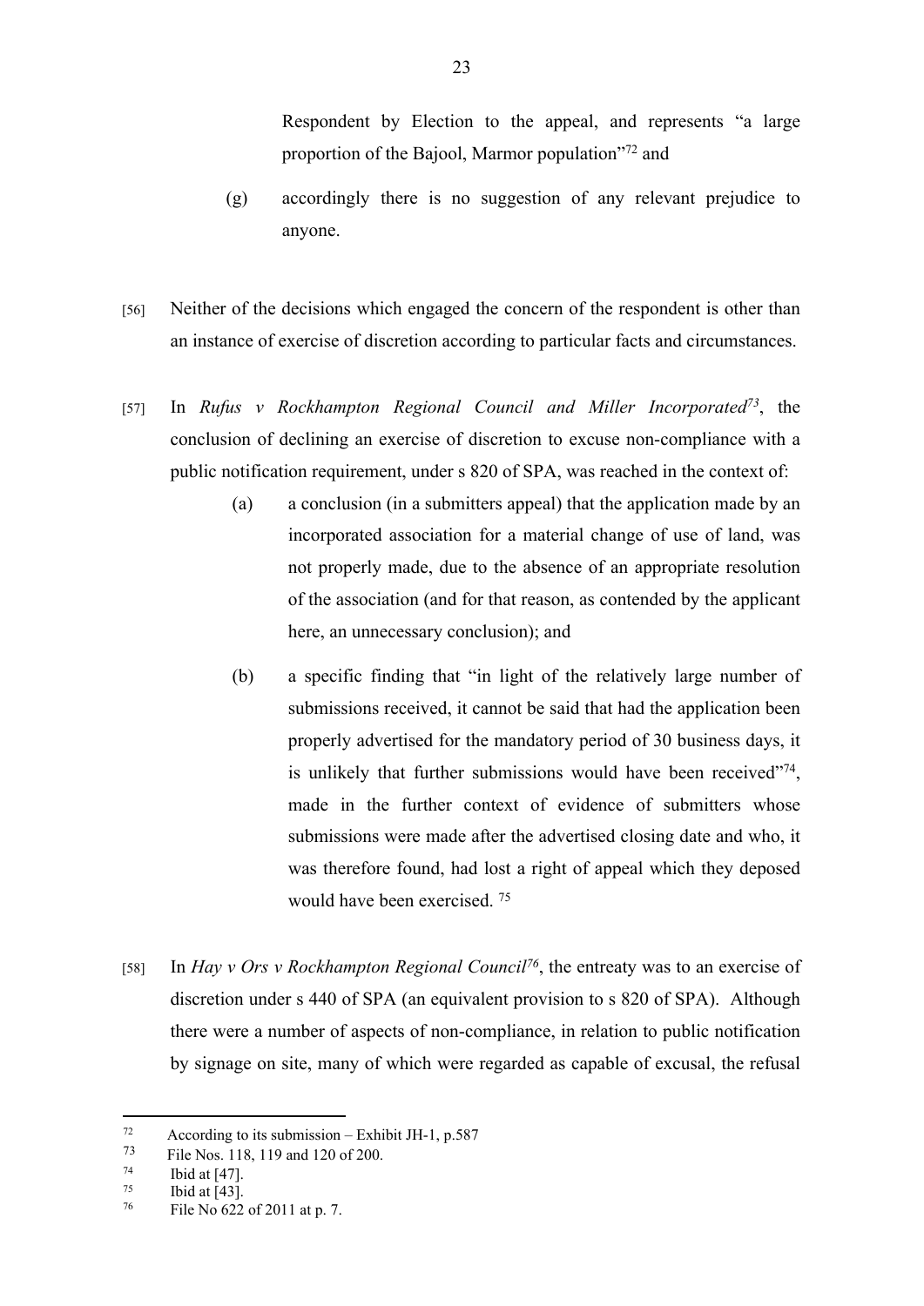Respondent by Election to the appeal, and represents "a large proportion of the Bajool, Marmor population"[72] and

(g) accordingly there is no suggestion of any relevant prejudice to anyone.

[56] Neither of the decisions which engaged the concern of the respondent is other than an instance of exercise of discretion according to particular facts and circumstances.

[57] In *Rufus v Rockhampton Regional Council and Miller Incorporated*[73], the conclusion of declining an exercise of discretion to excuse non-compliance with a public notification requirement, under s 820 of SPA, was reached in the context of:

(a) a conclusion (in a submitters appeal) that the application made by an incorporated association for a material change of use of land, was not properly made, due to the absence of an appropriate resolution of the association (and for that reason, as contended by the applicant here, an unnecessary conclusion); and

(b) a specific finding that "in light of the relatively large number of submissions received, it cannot be said that had the application been properly advertised for the mandatory period of 30 business days, it is unlikely that further submissions would have been received"[74], made in the further context of evidence of submitters whose submissions were made after the advertised closing date and who, it was therefore found, had lost a right of appeal which they deposed would have been exercised. [75]

[58] In *Hay v Ors v Rockhampton Regional Council*[76], the entreaty was to an exercise of discretion under s 440 of SPA (an equivalent provision to s 820 of SPA). Although there were a number of aspects of non-compliance, in relation to public notification by signage on site, many of which were regarded as capable of excusal, the refusal

---

[72] According to its submission – Exhibit JH-1, p.587

[73] File Nos. 118, 119 and 120 of 200.

[74] Ibid at [47].

[75] Ibid at [43].

[76] File No 622 of 2011 at p. 7.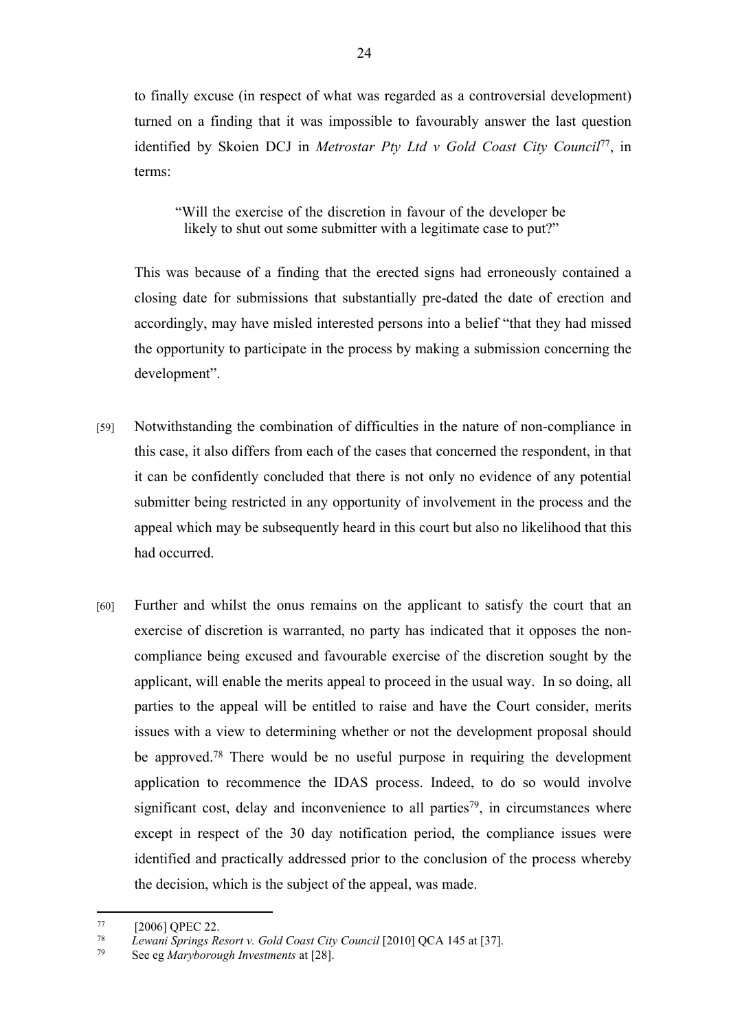to finally excuse (in respect of what was regarded as a controversial development) turned on a finding that it was impossible to favourably answer the last question identified by Skoien DCJ in *Metrostar Pty Ltd v Gold Coast City Council*[77], in terms:

> "Will the exercise of the discretion in favour of the developer be likely to shut out some submitter with a legitimate case to put?"

This was because of a finding that the erected signs had erroneously contained a closing date for submissions that substantially pre-dated the date of erection and accordingly, may have misled interested persons into a belief "that they had missed the opportunity to participate in the process by making a submission concerning the development".

[59] Notwithstanding the combination of difficulties in the nature of non-compliance in this case, it also differs from each of the cases that concerned the respondent, in that it can be confidently concluded that there is not only no evidence of any potential submitter being restricted in any opportunity of involvement in the process and the appeal which may be subsequently heard in this court but also no likelihood that this had occurred.

[60] Further and whilst the onus remains on the applicant to satisfy the court that an exercise of discretion is warranted, no party has indicated that it opposes the non-compliance being excused and favourable exercise of the discretion sought by the applicant, will enable the merits appeal to proceed in the usual way. In so doing, all parties to the appeal will be entitled to raise and have the Court consider, merits issues with a view to determining whether or not the development proposal should be approved.[78] There would be no useful purpose in requiring the development application to recommence the IDAS process. Indeed, to do so would involve significant cost, delay and inconvenience to all parties[79], in circumstances where except in respect of the 30 day notification period, the compliance issues were identified and practically addressed prior to the conclusion of the process whereby the decision, which is the subject of the appeal, was made.

---

[77] [2006] QPEC 22.

[78] *Lewani Springs Resort v. Gold Coast City Council* [2010] QCA 145 at [37].

[79] See eg *Maryborough Investments* at [28].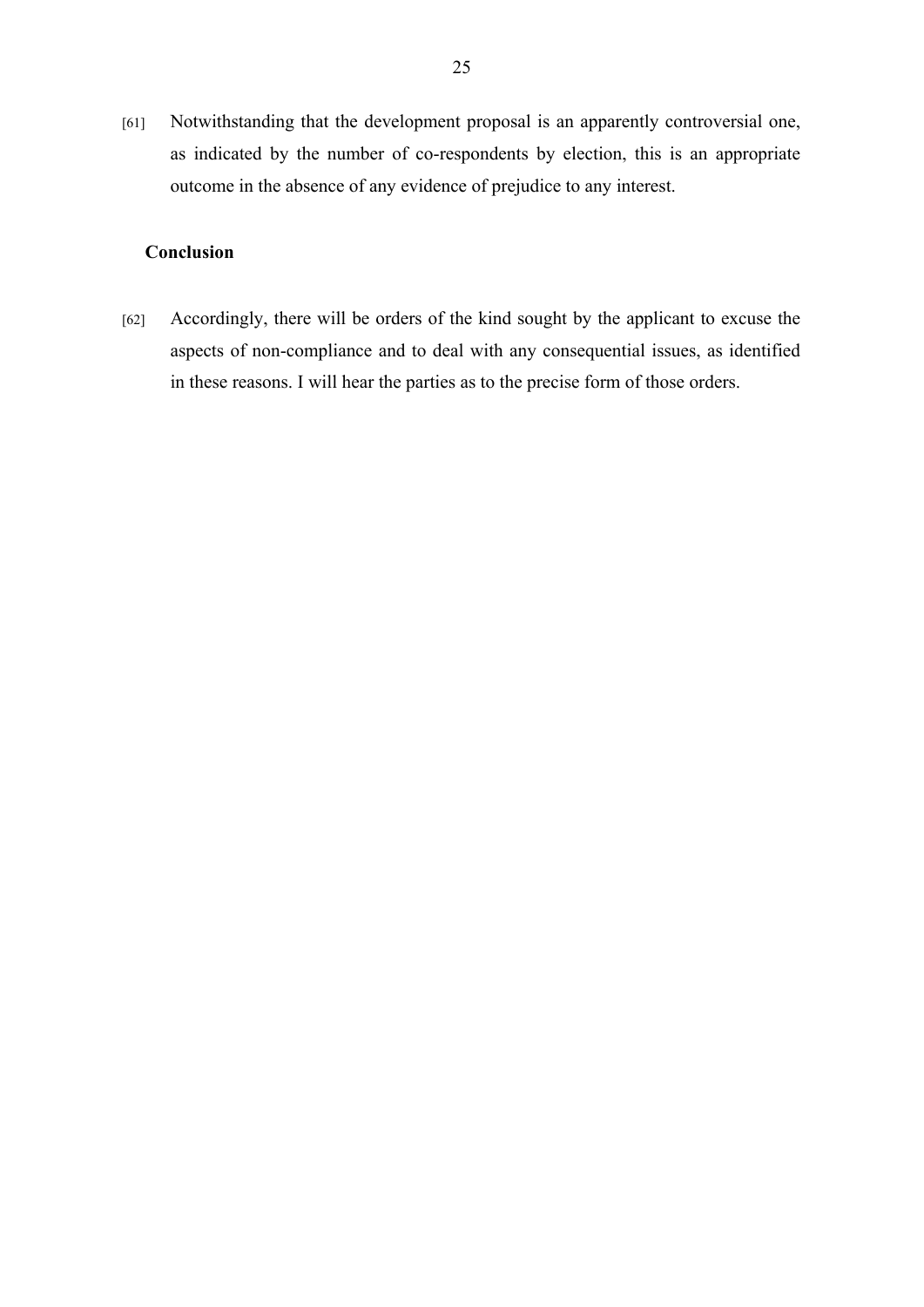[61] Notwithstanding that the development proposal is an apparently controversial one, as indicated by the number of co-respondents by election, this is an appropriate outcome in the absence of any evidence of prejudice to any interest.

## Conclusion

[62] Accordingly, there will be orders of the kind sought by the applicant to excuse the aspects of non-compliance and to deal with any consequential issues, as identified in these reasons. I will hear the parties as to the precise form of those orders.